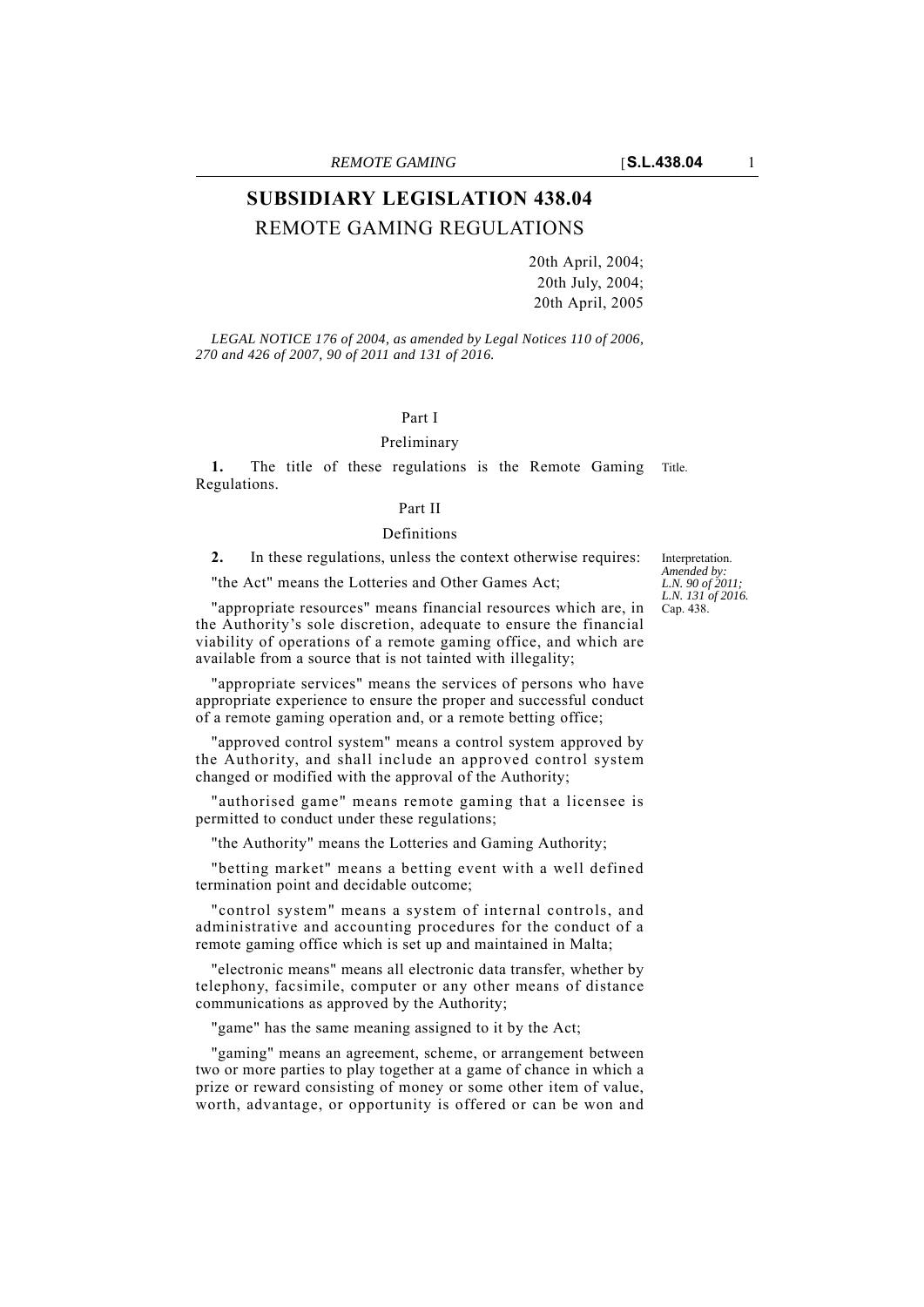# SUBSIDIARY LEGISLATION 438.04

## REMOTE GAMING REGULATIONS

20th April, 2004;
20th July, 2004;
20th April, 2005

*LEGAL NOTICE 176 of 2004, as amended by Legal Notices 110 of 2006, 270 and 426 of 2007, 90 of 2011 and 131 of 2016.*

### Part I

### Preliminary

Title.

**1.** The title of these regulations is the Remote Gaming Regulations.

### Part II

### Definitions

Interpretation. *Amended by: L.N. 90 of 2011; L.N. 131 of 2016.*

**2.** In these regulations, unless the context otherwise requires:

Cap. 438.

"the Act" means the Lotteries and Other Games Act;

"appropriate resources" means financial resources which are, in the Authority's sole discretion, adequate to ensure the financial viability of operations of a remote gaming office, and which are available from a source that is not tainted with illegality;

"appropriate services" means the services of persons who have appropriate experience to ensure the proper and successful conduct of a remote gaming operation and, or a remote betting office;

"approved control system" means a control system approved by the Authority, and shall include an approved control system changed or modified with the approval of the Authority;

"authorised game" means remote gaming that a licensee is permitted to conduct under these regulations;

"the Authority" means the Lotteries and Gaming Authority;

"betting market" means a betting event with a well defined termination point and decidable outcome;

"control system" means a system of internal controls, and administrative and accounting procedures for the conduct of a remote gaming office which is set up and maintained in Malta;

"electronic means" means all electronic data transfer, whether by telephony, facsimile, computer or any other means of distance communications as approved by the Authority;

"game" has the same meaning assigned to it by the Act;

"gaming" means an agreement, scheme, or arrangement between two or more parties to play together at a game of chance in which a prize or reward consisting of money or some other item of value, worth, advantage, or opportunity is offered or can be won and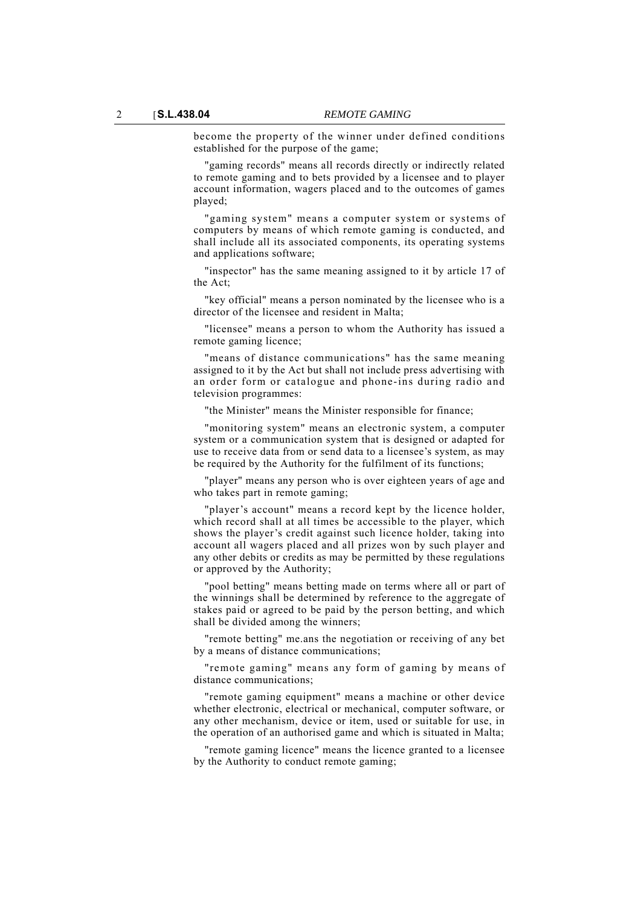become the property of the winner under defined conditions established for the purpose of the game;

"gaming records" means all records directly or indirectly related to remote gaming and to bets provided by a licensee and to player account information, wagers placed and to the outcomes of games played;

"gaming system" means a computer system or systems of computers by means of which remote gaming is conducted, and shall include all its associated components, its operating systems and applications software;

"inspector" has the same meaning assigned to it by article 17 of the Act;

"key official" means a person nominated by the licensee who is a director of the licensee and resident in Malta;

"licensee" means a person to whom the Authority has issued a remote gaming licence;

"means of distance communications" has the same meaning assigned to it by the Act but shall not include press advertising with an order form or catalogue and phone-ins during radio and television programmes:

"the Minister" means the Minister responsible for finance;

"monitoring system" means an electronic system, a computer system or a communication system that is designed or adapted for use to receive data from or send data to a licensee's system, as may be required by the Authority for the fulfilment of its functions;

"player" means any person who is over eighteen years of age and who takes part in remote gaming;

"player's account" means a record kept by the licence holder, which record shall at all times be accessible to the player, which shows the player's credit against such licence holder, taking into account all wagers placed and all prizes won by such player and any other debits or credits as may be permitted by these regulations or approved by the Authority;

"pool betting" means betting made on terms where all or part of the winnings shall be determined by reference to the aggregate of stakes paid or agreed to be paid by the person betting, and which shall be divided among the winners;

"remote betting" me.ans the negotiation or receiving of any bet by a means of distance communications;

"remote gaming" means any form of gaming by means of distance communications;

"remote gaming equipment" means a machine or other device whether electronic, electrical or mechanical, computer software, or any other mechanism, device or item, used or suitable for use, in the operation of an authorised game and which is situated in Malta;

"remote gaming licence" means the licence granted to a licensee by the Authority to conduct remote gaming;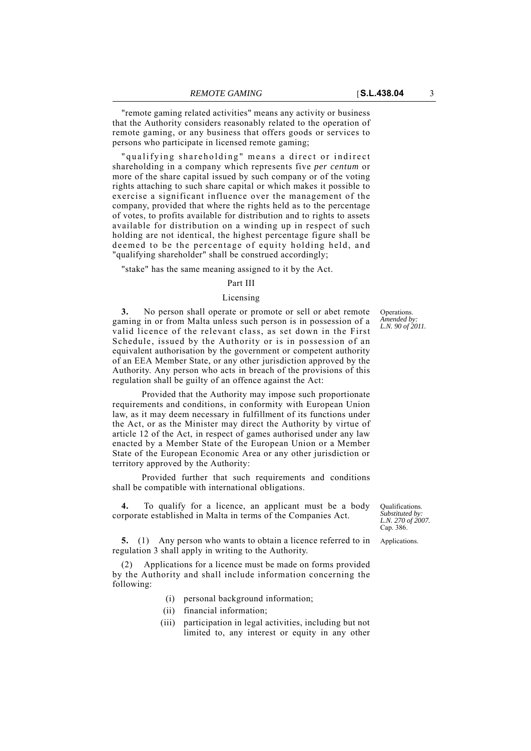"remote gaming related activities" means any activity or business that the Authority considers reasonably related to the operation of remote gaming, or any business that offers goods or services to persons who participate in licensed remote gaming;

"qualifying shareholding" means a direct or indirect shareholding in a company which represents five *per centum* or more of the share capital issued by such company or of the voting rights attaching to such share capital or which makes it possible to exercise a significant influence over the management of the company, provided that where the rights held as to the percentage of votes, to profits available for distribution and to rights to assets available for distribution on a winding up in respect of such holding are not identical, the highest percentage figure shall be deemed to be the percentage of equity holding held, and "qualifying shareholder" shall be construed accordingly;

"stake" has the same meaning assigned to it by the Act.

## Part III

### Licensing

Operations. *Amended by: L.N. 90 of 2011.*

**3.** No person shall operate or promote or sell or abet remote gaming in or from Malta unless such person is in possession of a valid licence of the relevant class, as set down in the First Schedule, issued by the Authority or is in possession of an equivalent authorisation by the government or competent authority of an EEA Member State, or any other jurisdiction approved by the Authority. Any person who acts in breach of the provisions of this regulation shall be guilty of an offence against the Act:

Provided that the Authority may impose such proportionate requirements and conditions, in conformity with European Union law, as it may deem necessary in fulfillment of its functions under the Act, or as the Minister may direct the Authority by virtue of article 12 of the Act, in respect of games authorised under any law enacted by a Member State of the European Union or a Member State of the European Economic Area or any other jurisdiction or territory approved by the Authority:

Provided further that such requirements and conditions shall be compatible with international obligations.

Qualifications. *Substituted by: L.N. 270 of 2007.* Cap. 386.

**4.** To qualify for a licence, an applicant must be a body corporate established in Malta in terms of the Companies Act.

Applications.

**5.** (1) Any person who wants to obtain a licence referred to in regulation 3 shall apply in writing to the Authority.

(2) Applications for a licence must be made on forms provided by the Authority and shall include information concerning the following:

(i) personal background information;

(ii) financial information;

(iii) participation in legal activities, including but not limited to, any interest or equity in any other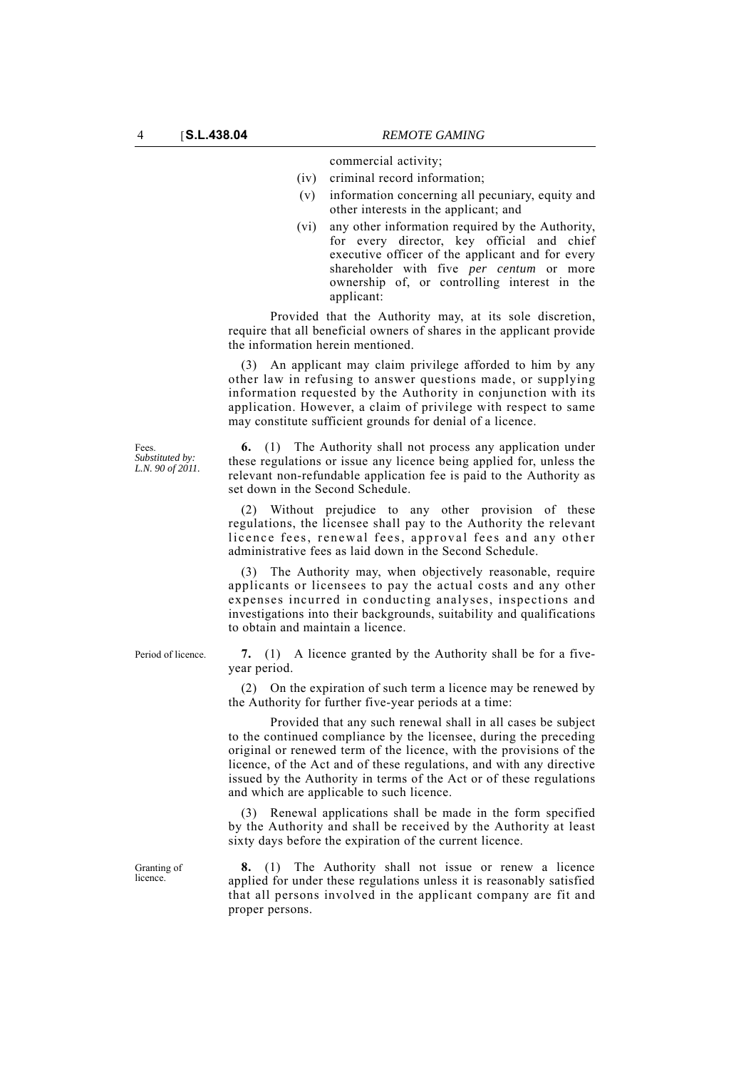commercial activity;

(iv) criminal record information;

(v) information concerning all pecuniary, equity and other interests in the applicant; and

(vi) any other information required by the Authority, for every director, key official and chief executive officer of the applicant and for every shareholder with five *per centum* or more ownership of, or controlling interest in the applicant:

Provided that the Authority may, at its sole discretion, require that all beneficial owners of shares in the applicant provide the information herein mentioned.

(3) An applicant may claim privilege afforded to him by any other law in refusing to answer questions made, or supplying information requested by the Authority in conjunction with its application. However, a claim of privilege with respect to same may constitute sufficient grounds for denial of a licence.

Fees.
*Substituted by: L.N. 90 of 2011.*

**6.** (1) The Authority shall not process any application under these regulations or issue any licence being applied for, unless the relevant non-refundable application fee is paid to the Authority as set down in the Second Schedule.

(2) Without prejudice to any other provision of these regulations, the licensee shall pay to the Authority the relevant licence fees, renewal fees, approval fees and any other administrative fees as laid down in the Second Schedule.

(3) The Authority may, when objectively reasonable, require applicants or licensees to pay the actual costs and any other expenses incurred in conducting analyses, inspections and investigations into their backgrounds, suitability and qualifications to obtain and maintain a licence.

Period of licence.

**7.** (1) A licence granted by the Authority shall be for a five-year period.

(2) On the expiration of such term a licence may be renewed by the Authority for further five-year periods at a time:

Provided that any such renewal shall in all cases be subject to the continued compliance by the licensee, during the preceding original or renewed term of the licence, with the provisions of the licence, of the Act and of these regulations, and with any directive issued by the Authority in terms of the Act or of these regulations and which are applicable to such licence.

(3) Renewal applications shall be made in the form specified by the Authority and shall be received by the Authority at least sixty days before the expiration of the current licence.

Granting of licence.

**8.** (1) The Authority shall not issue or renew a licence applied for under these regulations unless it is reasonably satisfied that all persons involved in the applicant company are fit and proper persons.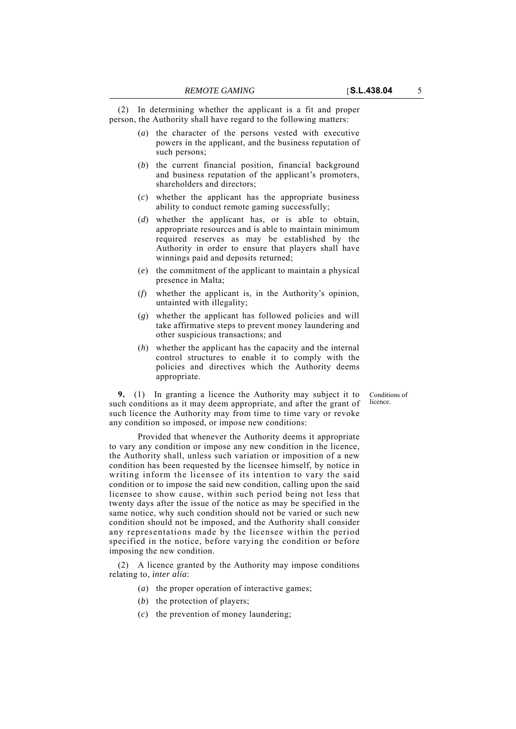(2) In determining whether the applicant is a fit and proper person, the Authority shall have regard to the following matters:

(*a*) the character of the persons vested with executive powers in the applicant, and the business reputation of such persons;

(*b*) the current financial position, financial background and business reputation of the applicant's promoters, shareholders and directors;

(*c*) whether the applicant has the appropriate business ability to conduct remote gaming successfully;

(*d*) whether the applicant has, or is able to obtain, appropriate resources and is able to maintain minimum required reserves as may be established by the Authority in order to ensure that players shall have winnings paid and deposits returned;

(*e*) the commitment of the applicant to maintain a physical presence in Malta;

(*f*) whether the applicant is, in the Authority's opinion, untainted with illegality;

(*g*) whether the applicant has followed policies and will take affirmative steps to prevent money laundering and other suspicious transactions; and

(*h*) whether the applicant has the capacity and the internal control structures to enable it to comply with the policies and directives which the Authority deems appropriate.

Conditions of licence.

**9.** (1) In granting a licence the Authority may subject it to such conditions as it may deem appropriate, and after the grant of such licence the Authority may from time to time vary or revoke any condition so imposed, or impose new conditions:

Provided that whenever the Authority deems it appropriate to vary any condition or impose any new condition in the licence, the Authority shall, unless such variation or imposition of a new condition has been requested by the licensee himself, by notice in writing inform the licensee of its intention to vary the said condition or to impose the said new condition, calling upon the said licensee to show cause, within such period being not less that twenty days after the issue of the notice as may be specified in the same notice, why such condition should not be varied or such new condition should not be imposed, and the Authority shall consider any representations made by the licensee within the period specified in the notice, before varying the condition or before imposing the new condition.

(2) A licence granted by the Authority may impose conditions relating to, *inter alia*:

(*a*) the proper operation of interactive games;

(*b*) the protection of players;

(*c*) the prevention of money laundering;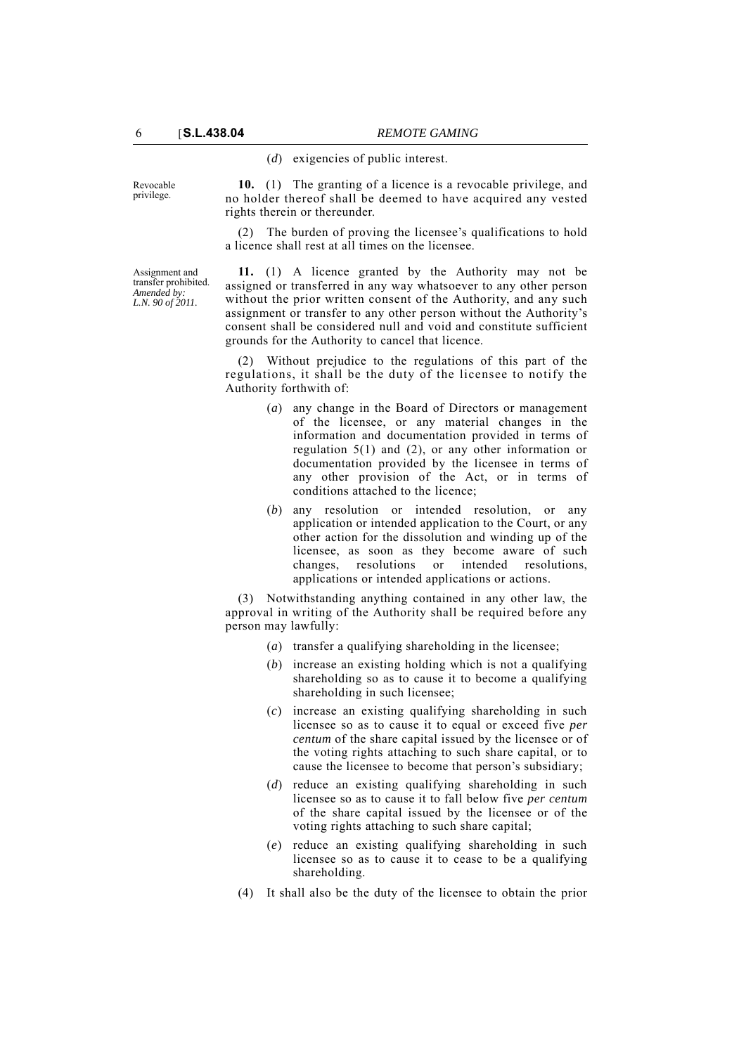(*d*) exigencies of public interest.

Revocable privilege.

**10.** (1) The granting of a licence is a revocable privilege, and no holder thereof shall be deemed to have acquired any vested rights therein or thereunder.

(2) The burden of proving the licensee's qualifications to hold a licence shall rest at all times on the licensee.

Assignment and transfer prohibited. *Amended by: L.N. 90 of 2011.*

**11.** (1) A licence granted by the Authority may not be assigned or transferred in any way whatsoever to any other person without the prior written consent of the Authority, and any such assignment or transfer to any other person without the Authority's consent shall be considered null and void and constitute sufficient grounds for the Authority to cancel that licence.

(2) Without prejudice to the regulations of this part of the regulations, it shall be the duty of the licensee to notify the Authority forthwith of:

(*a*) any change in the Board of Directors or management of the licensee, or any material changes in the information and documentation provided in terms of regulation 5(1) and (2), or any other information or documentation provided by the licensee in terms of any other provision of the Act, or in terms of conditions attached to the licence;

(*b*) any resolution or intended resolution, or any application or intended application to the Court, or any other action for the dissolution and winding up of the licensee, as soon as they become aware of such changes, resolutions or intended resolutions, applications or intended applications or actions.

(3) Notwithstanding anything contained in any other law, the approval in writing of the Authority shall be required before any person may lawfully:

(*a*) transfer a qualifying shareholding in the licensee;

(*b*) increase an existing holding which is not a qualifying shareholding so as to cause it to become a qualifying shareholding in such licensee;

(*c*) increase an existing qualifying shareholding in such licensee so as to cause it to equal or exceed five *per centum* of the share capital issued by the licensee or of the voting rights attaching to such share capital, or to cause the licensee to become that person's subsidiary;

(*d*) reduce an existing qualifying shareholding in such licensee so as to cause it to fall below five *per centum* of the share capital issued by the licensee or of the voting rights attaching to such share capital;

(*e*) reduce an existing qualifying shareholding in such licensee so as to cause it to cease to be a qualifying shareholding.

(4) It shall also be the duty of the licensee to obtain the prior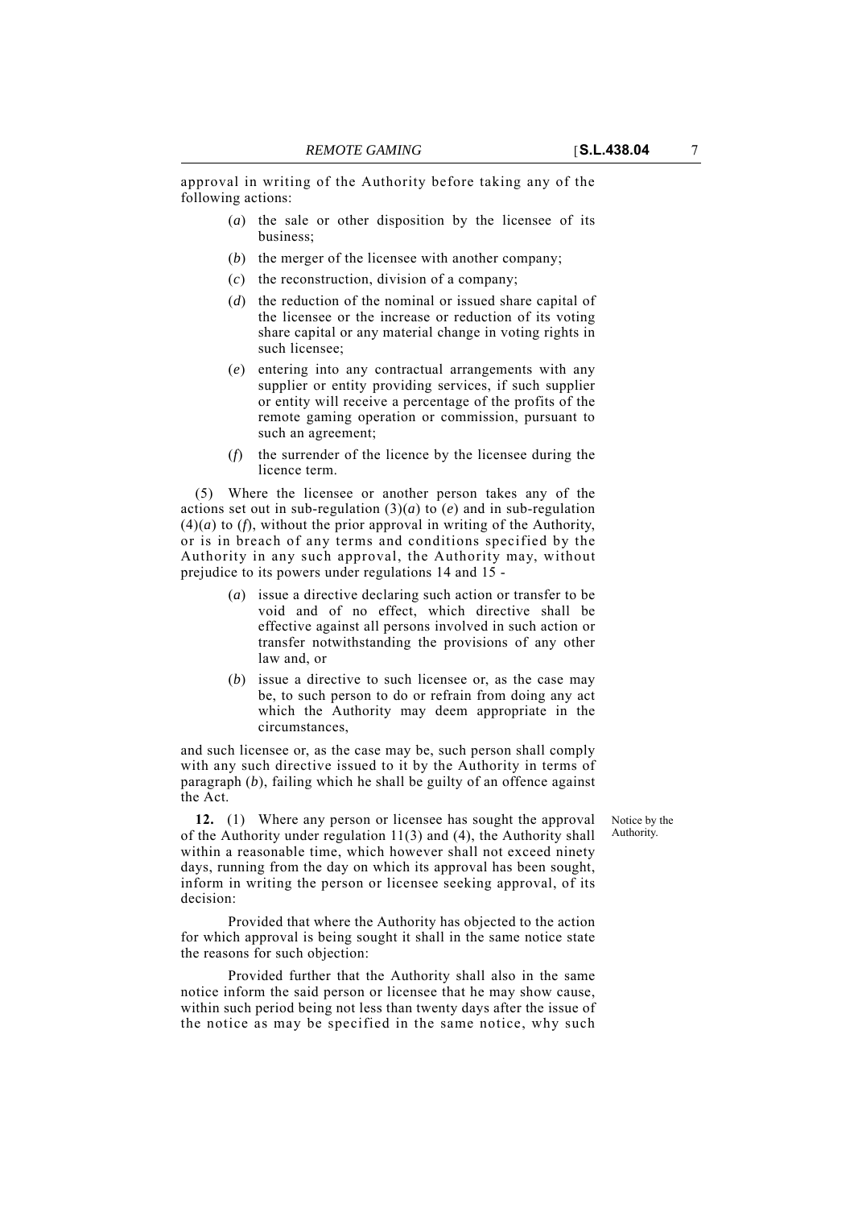approval in writing of the Authority before taking any of the following actions:

(*a*) the sale or other disposition by the licensee of its business;

(*b*) the merger of the licensee with another company;

(*c*) the reconstruction, division of a company;

(*d*) the reduction of the nominal or issued share capital of the licensee or the increase or reduction of its voting share capital or any material change in voting rights in such licensee;

(*e*) entering into any contractual arrangements with any supplier or entity providing services, if such supplier or entity will receive a percentage of the profits of the remote gaming operation or commission, pursuant to such an agreement;

(*f*) the surrender of the licence by the licensee during the licence term.

(5) Where the licensee or another person takes any of the actions set out in sub-regulation (3)(*a*) to (*e*) and in sub-regulation (4)(*a*) to (*f*), without the prior approval in writing of the Authority, or is in breach of any terms and conditions specified by the Authority in any such approval, the Authority may, without prejudice to its powers under regulations 14 and 15 -

(*a*) issue a directive declaring such action or transfer to be void and of no effect, which directive shall be effective against all persons involved in such action or transfer notwithstanding the provisions of any other law and, or

(*b*) issue a directive to such licensee or, as the case may be, to such person to do or refrain from doing any act which the Authority may deem appropriate in the circumstances,

and such licensee or, as the case may be, such person shall comply with any such directive issued to it by the Authority in terms of paragraph (*b*), failing which he shall be guilty of an offence against the Act.

Notice by the Authority.

**12.** (1) Where any person or licensee has sought the approval of the Authority under regulation 11(3) and (4), the Authority shall within a reasonable time, which however shall not exceed ninety days, running from the day on which its approval has been sought, inform in writing the person or licensee seeking approval, of its decision:

Provided that where the Authority has objected to the action for which approval is being sought it shall in the same notice state the reasons for such objection:

Provided further that the Authority shall also in the same notice inform the said person or licensee that he may show cause, within such period being not less than twenty days after the issue of the notice as may be specified in the same notice, why such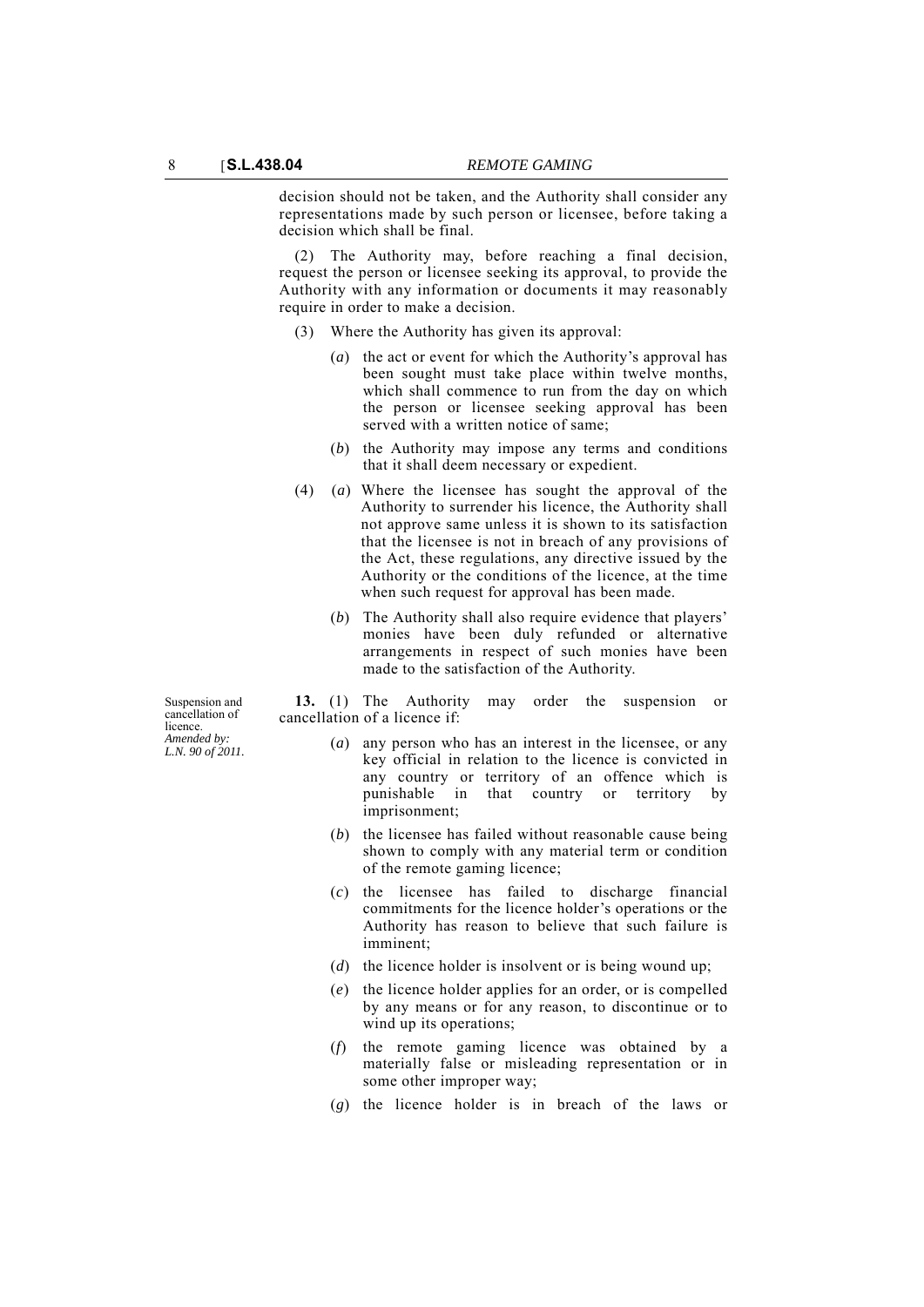decision should not be taken, and the Authority shall consider any representations made by such person or licensee, before taking a decision which shall be final.

(2) The Authority may, before reaching a final decision, request the person or licensee seeking its approval, to provide the Authority with any information or documents it may reasonably require in order to make a decision.

(3) Where the Authority has given its approval:

(*a*) the act or event for which the Authority's approval has been sought must take place within twelve months, which shall commence to run from the day on which the person or licensee seeking approval has been served with a written notice of same;

(*b*) the Authority may impose any terms and conditions that it shall deem necessary or expedient.

(4) (*a*) Where the licensee has sought the approval of the Authority to surrender his licence, the Authority shall not approve same unless it is shown to its satisfaction that the licensee is not in breach of any provisions of the Act, these regulations, any directive issued by the Authority or the conditions of the licence, at the time when such request for approval has been made.

(*b*) The Authority shall also require evidence that players' monies have been duly refunded or alternative arrangements in respect of such monies have been made to the satisfaction of the Authority.

Suspension and cancellation of licence.
*Amended by: L.N. 90 of 2011.*

**13.** (1) The Authority may order the suspension or cancellation of a licence if:

(*a*) any person who has an interest in the licensee, or any key official in relation to the licence is convicted in any country or territory of an offence which is punishable in that country or territory by imprisonment;

(*b*) the licensee has failed without reasonable cause being shown to comply with any material term or condition of the remote gaming licence;

(*c*) the licensee has failed to discharge financial commitments for the licence holder's operations or the Authority has reason to believe that such failure is imminent;

(*d*) the licence holder is insolvent or is being wound up;

(*e*) the licence holder applies for an order, or is compelled by any means or for any reason, to discontinue or to wind up its operations;

(*f*) the remote gaming licence was obtained by a materially false or misleading representation or in some other improper way;

(*g*) the licence holder is in breach of the laws or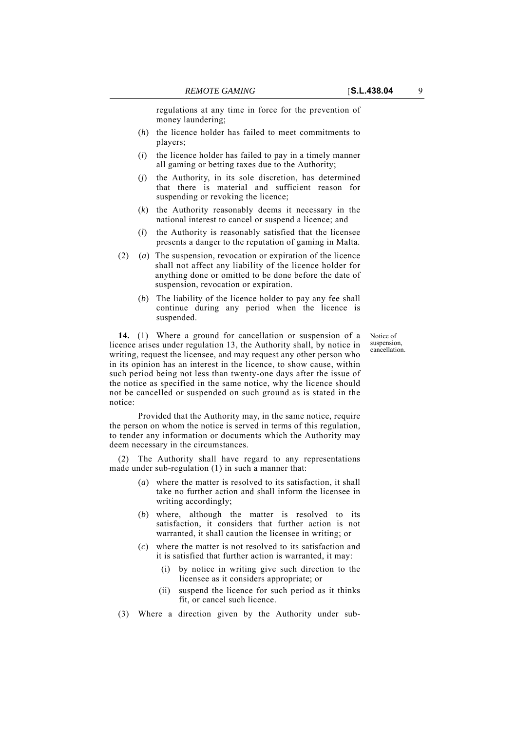regulations at any time in force for the prevention of money laundering;

(*h*) the licence holder has failed to meet commitments to players;

(*i*) the licence holder has failed to pay in a timely manner all gaming or betting taxes due to the Authority;

(*j*) the Authority, in its sole discretion, has determined that there is material and sufficient reason for suspending or revoking the licence;

(*k*) the Authority reasonably deems it necessary in the national interest to cancel or suspend a licence; and

(*l*) the Authority is reasonably satisfied that the licensee presents a danger to the reputation of gaming in Malta.

(2) (*a*) The suspension, revocation or expiration of the licence shall not affect any liability of the licence holder for anything done or omitted to be done before the date of suspension, revocation or expiration.

(*b*) The liability of the licence holder to pay any fee shall continue during any period when the licence is suspended.

Notice of suspension, cancellation.

**14.** (1) Where a ground for cancellation or suspension of a licence arises under regulation 13, the Authority shall, by notice in writing, request the licensee, and may request any other person who in its opinion has an interest in the licence, to show cause, within such period being not less than twenty-one days after the issue of the notice as specified in the same notice, why the licence should not be cancelled or suspended on such ground as is stated in the notice:

Provided that the Authority may, in the same notice, require the person on whom the notice is served in terms of this regulation, to tender any information or documents which the Authority may deem necessary in the circumstances.

(2) The Authority shall have regard to any representations made under sub-regulation (1) in such a manner that:

(*a*) where the matter is resolved to its satisfaction, it shall take no further action and shall inform the licensee in writing accordingly;

(*b*) where, although the matter is resolved to its satisfaction, it considers that further action is not warranted, it shall caution the licensee in writing; or

(*c*) where the matter is not resolved to its satisfaction and it is satisfied that further action is warranted, it may:

(i) by notice in writing give such direction to the licensee as it considers appropriate; or

(ii) suspend the licence for such period as it thinks fit, or cancel such licence.

(3) Where a direction given by the Authority under sub-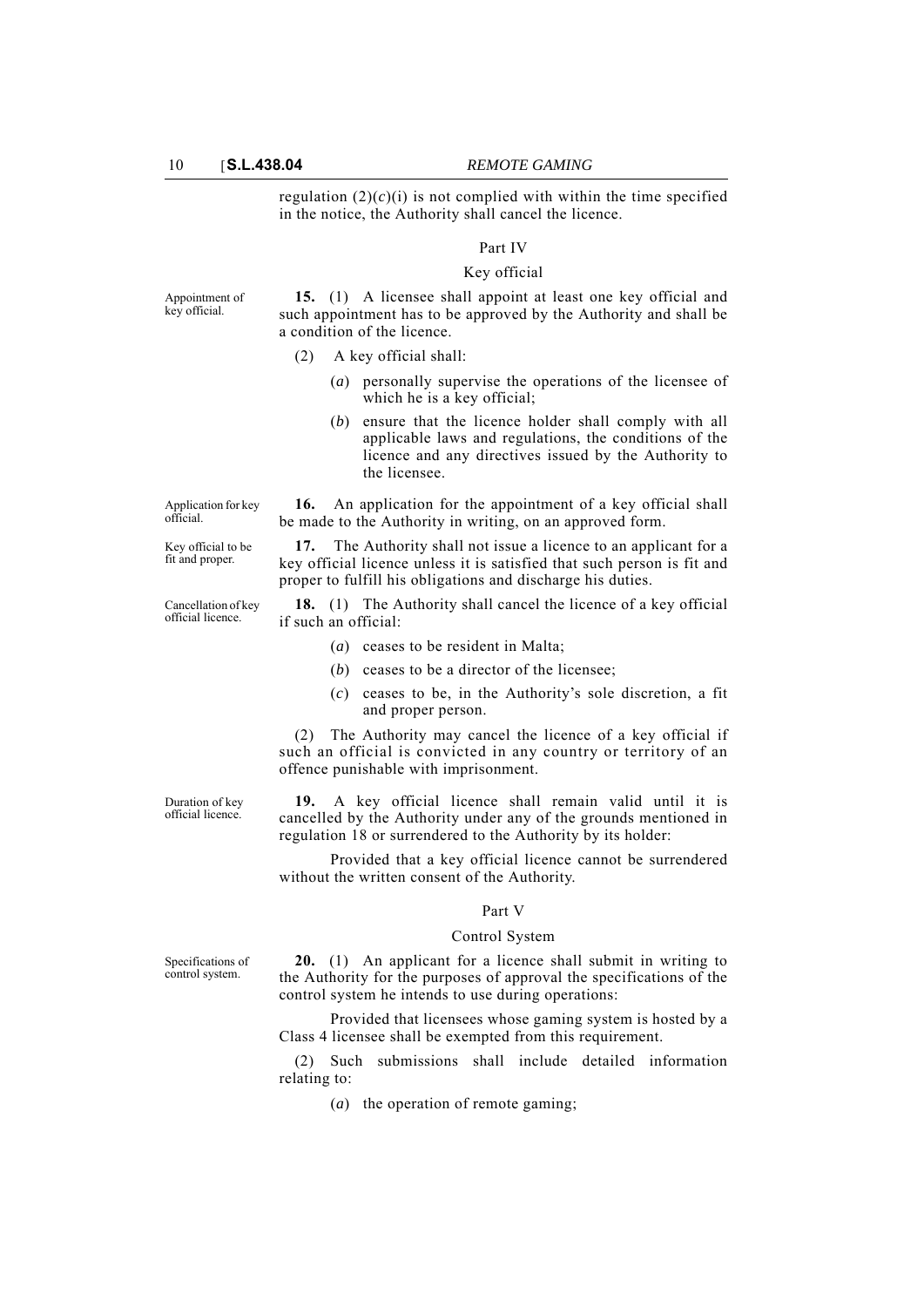regulation (2)(*c*)(i) is not complied with within the time specified in the notice, the Authority shall cancel the licence.

## Part IV

### Key official

Appointment of key official.

**15.** (1) A licensee shall appoint at least one key official and such appointment has to be approved by the Authority and shall be a condition of the licence.

(2) A key official shall:

(*a*) personally supervise the operations of the licensee of which he is a key official;

(*b*) ensure that the licence holder shall comply with all applicable laws and regulations, the conditions of the licence and any directives issued by the Authority to the licensee.

Application for key official.

**16.** An application for the appointment of a key official shall be made to the Authority in writing, on an approved form.

Key official to be fit and proper.

**17.** The Authority shall not issue a licence to an applicant for a key official licence unless it is satisfied that such person is fit and proper to fulfill his obligations and discharge his duties.

Cancellation of key official licence.

**18.** (1) The Authority shall cancel the licence of a key official if such an official:

(*a*) ceases to be resident in Malta;

(*b*) ceases to be a director of the licensee;

(*c*) ceases to be, in the Authority's sole discretion, a fit and proper person.

(2) The Authority may cancel the licence of a key official if such an official is convicted in any country or territory of an offence punishable with imprisonment.

Duration of key official licence.

**19.** A key official licence shall remain valid until it is cancelled by the Authority under any of the grounds mentioned in regulation 18 or surrendered to the Authority by its holder:

Provided that a key official licence cannot be surrendered without the written consent of the Authority.

## Part V

### Control System

Specifications of control system.

**20.** (1) An applicant for a licence shall submit in writing to the Authority for the purposes of approval the specifications of the control system he intends to use during operations:

Provided that licensees whose gaming system is hosted by a Class 4 licensee shall be exempted from this requirement.

(2) Such submissions shall include detailed information relating to:

(*a*) the operation of remote gaming;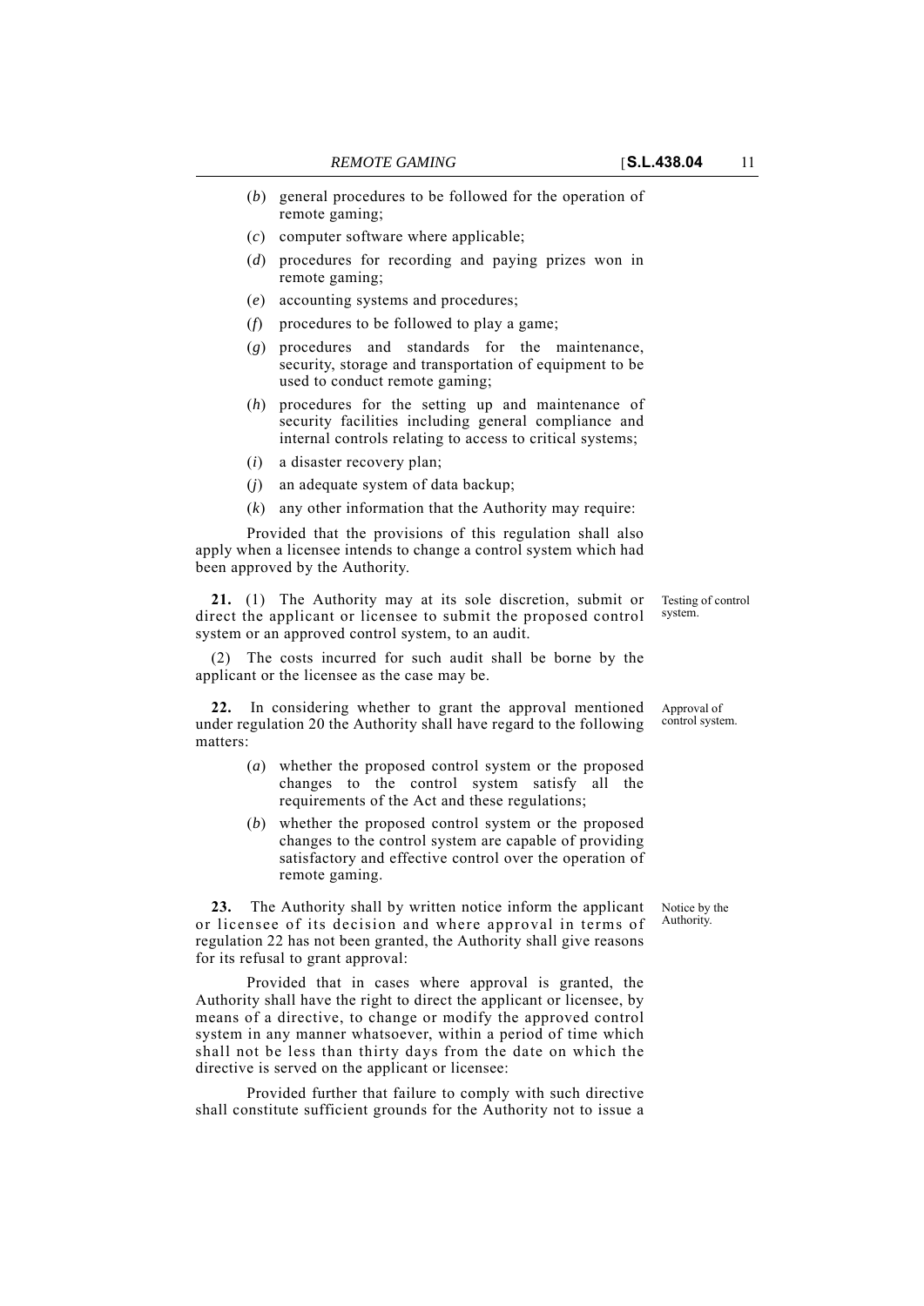(*b*) general procedures to be followed for the operation of remote gaming;

(*c*) computer software where applicable;

(*d*) procedures for recording and paying prizes won in remote gaming;

(*e*) accounting systems and procedures;

(*f*) procedures to be followed to play a game;

(*g*) procedures and standards for the maintenance, security, storage and transportation of equipment to be used to conduct remote gaming;

(*h*) procedures for the setting up and maintenance of security facilities including general compliance and internal controls relating to access to critical systems;

(*i*) a disaster recovery plan;

(*j*) an adequate system of data backup;

(*k*) any other information that the Authority may require:

Provided that the provisions of this regulation shall also apply when a licensee intends to change a control system which had been approved by the Authority.

*Testing of control system.*

**21.** (1) The Authority may at its sole discretion, submit or direct the applicant or licensee to submit the proposed control system or an approved control system, to an audit.

(2) The costs incurred for such audit shall be borne by the applicant or the licensee as the case may be.

*Approval of control system.*

**22.** In considering whether to grant the approval mentioned under regulation 20 the Authority shall have regard to the following matters:

(*a*) whether the proposed control system or the proposed changes to the control system satisfy all the requirements of the Act and these regulations;

(*b*) whether the proposed control system or the proposed changes to the control system are capable of providing satisfactory and effective control over the operation of remote gaming.

*Notice by the Authority.*

**23.** The Authority shall by written notice inform the applicant or licensee of its decision and where approval in terms of regulation 22 has not been granted, the Authority shall give reasons for its refusal to grant approval:

Provided that in cases where approval is granted, the Authority shall have the right to direct the applicant or licensee, by means of a directive, to change or modify the approved control system in any manner whatsoever, within a period of time which shall not be less than thirty days from the date on which the directive is served on the applicant or licensee:

Provided further that failure to comply with such directive shall constitute sufficient grounds for the Authority not to issue a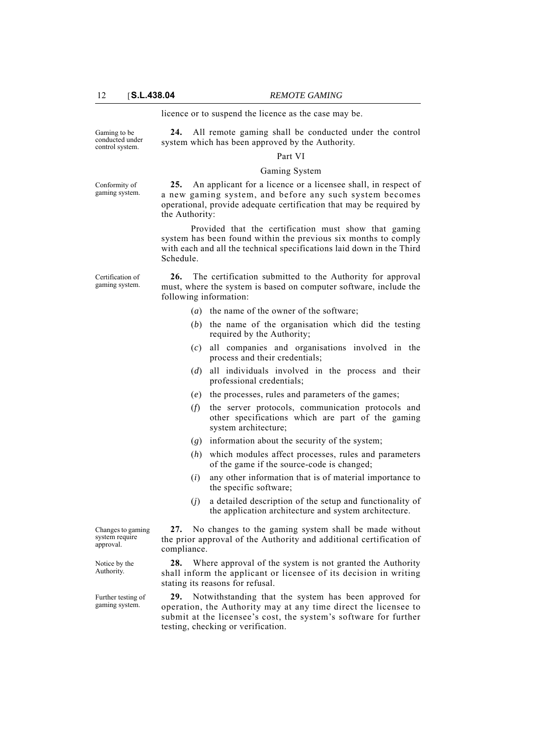licence or to suspend the licence as the case may be.

*Gaming to be conducted under control system.*

**24.** All remote gaming shall be conducted under the control system which has been approved by the Authority.

## Part VI

## Gaming System

*Conformity of gaming system.*

**25.** An applicant for a licence or a licensee shall, in respect of a new gaming system, and before any such system becomes operational, provide adequate certification that may be required by the Authority:

Provided that the certification must show that gaming system has been found within the previous six months to comply with each and all the technical specifications laid down in the Third Schedule.

*Certification of gaming system.*

**26.** The certification submitted to the Authority for approval must, where the system is based on computer software, include the following information:

(*a*) the name of the owner of the software;

(*b*) the name of the organisation which did the testing required by the Authority;

(*c*) all companies and organisations involved in the process and their credentials;

(*d*) all individuals involved in the process and their professional credentials;

(*e*) the processes, rules and parameters of the games;

(*f*) the server protocols, communication protocols and other specifications which are part of the gaming system architecture;

(*g*) information about the security of the system;

(*h*) which modules affect processes, rules and parameters of the game if the source-code is changed;

(*i*) any other information that is of material importance to the specific software;

(*j*) a detailed description of the setup and functionality of the application architecture and system architecture.

*Changes to gaming system require approval.*

**27.** No changes to the gaming system shall be made without the prior approval of the Authority and additional certification of compliance.

*Notice by the Authority.*

**28.** Where approval of the system is not granted the Authority shall inform the applicant or licensee of its decision in writing stating its reasons for refusal.

*Further testing of gaming system.*

**29.** Notwithstanding that the system has been approved for operation, the Authority may at any time direct the licensee to submit at the licensee's cost, the system's software for further testing, checking or verification.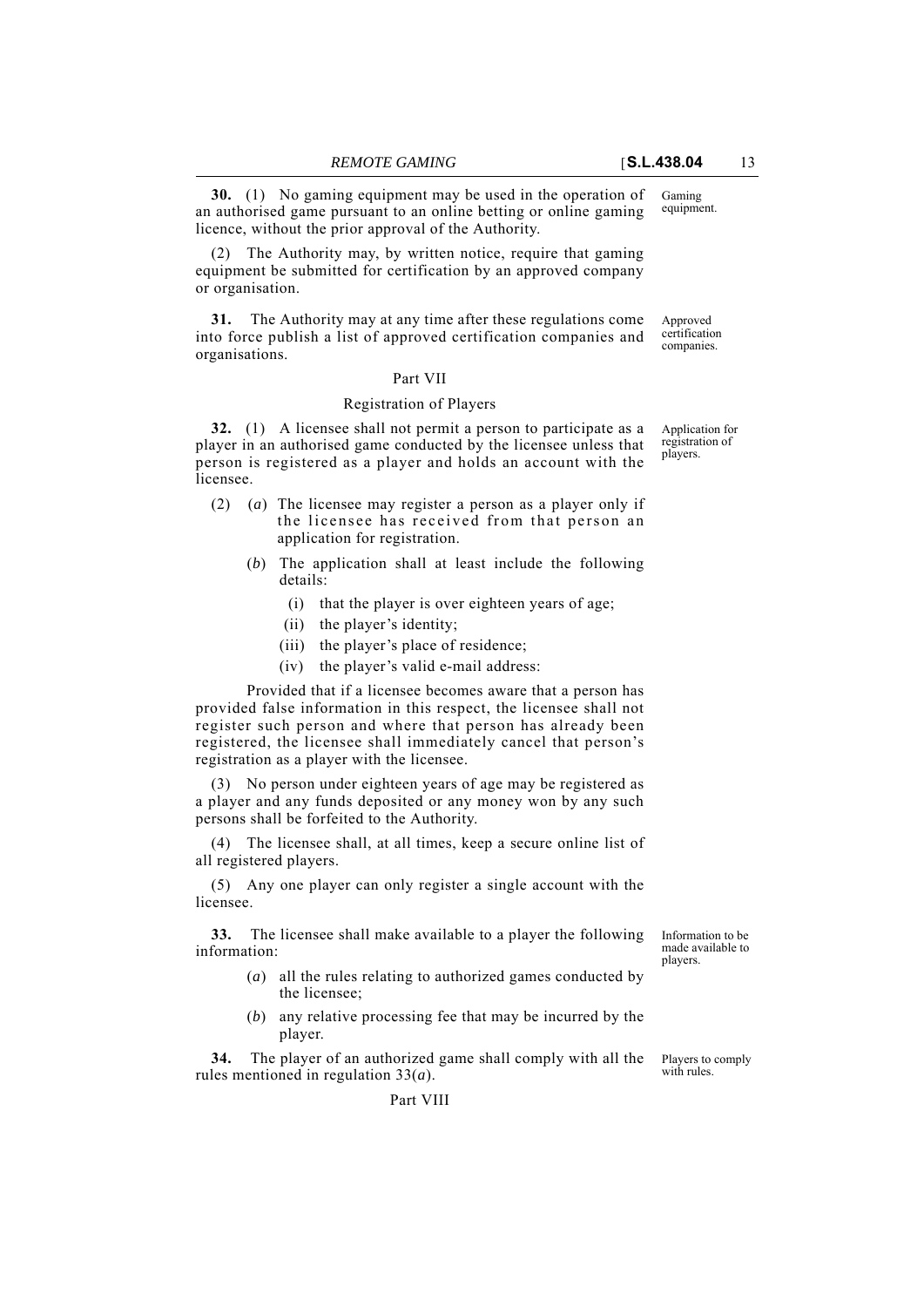**30.** (1) No gaming equipment may be used in the operation of an authorised game pursuant to an online betting or online gaming licence, without the prior approval of the Authority.

Gaming equipment.

(2) The Authority may, by written notice, require that gaming equipment be submitted for certification by an approved company or organisation.

**31.** The Authority may at any time after these regulations come into force publish a list of approved certification companies and organisations.

Approved certification companies.

## Part VII

### Registration of Players

**32.** (1) A licensee shall not permit a person to participate as a player in an authorised game conducted by the licensee unless that person is registered as a player and holds an account with the licensee.

Application for registration of players.

(2) (*a*) The licensee may register a person as a player only if the licensee has received from that person an application for registration.

(*b*) The application shall at least include the following details:

(i) that the player is over eighteen years of age;

(ii) the player's identity;

(iii) the player's place of residence;

(iv) the player's valid e-mail address:

Provided that if a licensee becomes aware that a person has provided false information in this respect, the licensee shall not register such person and where that person has already been registered, the licensee shall immediately cancel that person's registration as a player with the licensee.

(3) No person under eighteen years of age may be registered as a player and any funds deposited or any money won by any such persons shall be forfeited to the Authority.

(4) The licensee shall, at all times, keep a secure online list of all registered players.

(5) Any one player can only register a single account with the licensee.

**33.** The licensee shall make available to a player the following information:

Information to be made available to players.

(*a*) all the rules relating to authorized games conducted by the licensee;

(*b*) any relative processing fee that may be incurred by the player.

**34.** The player of an authorized game shall comply with all the rules mentioned in regulation 33(*a*).

Players to comply with rules.

## Part VIII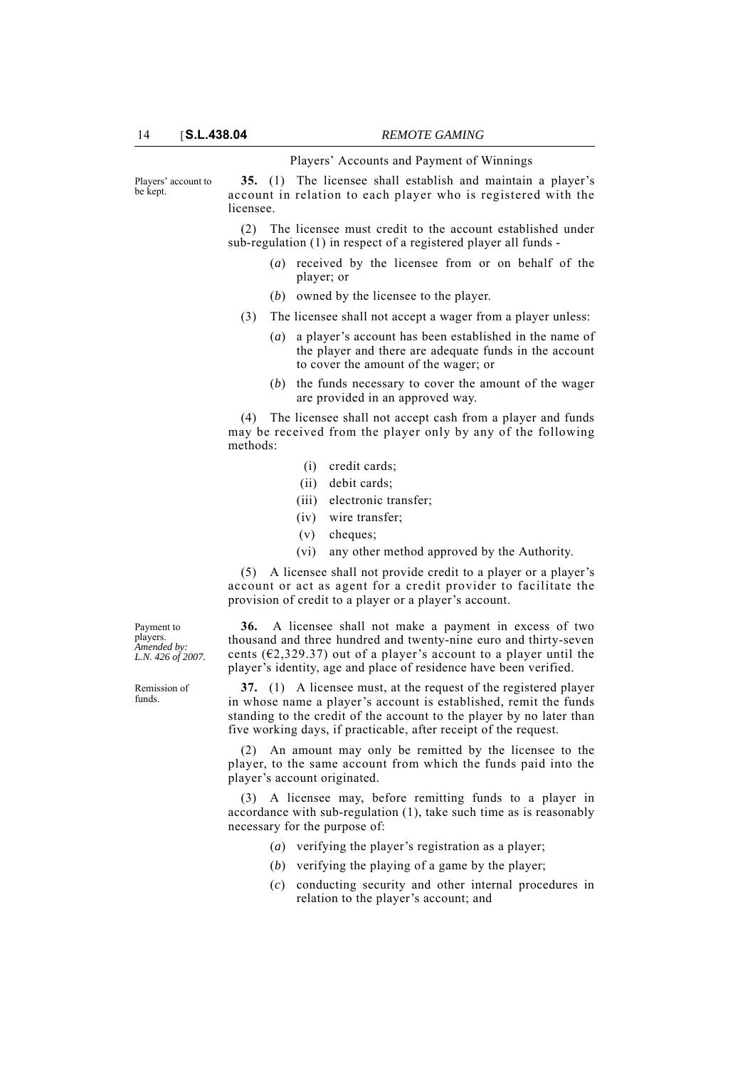## Players' Accounts and Payment of Winnings

Players' account to be kept.

**35.** (1) The licensee shall establish and maintain a player's account in relation to each player who is registered with the licensee.

(2) The licensee must credit to the account established under sub-regulation (1) in respect of a registered player all funds -

- (*a*) received by the licensee from or on behalf of the player; or
- (*b*) owned by the licensee to the player.

(3) The licensee shall not accept a wager from a player unless:

- (*a*) a player's account has been established in the name of the player and there are adequate funds in the account to cover the amount of the wager; or
- (*b*) the funds necessary to cover the amount of the wager are provided in an approved way.

(4) The licensee shall not accept cash from a player and funds may be received from the player only by any of the following methods:

- (i) credit cards;
- (ii) debit cards;
- (iii) electronic transfer;
- (iv) wire transfer;
- (v) cheques;
- (vi) any other method approved by the Authority.

(5) A licensee shall not provide credit to a player or a player's account or act as agent for a credit provider to facilitate the provision of credit to a player or a player's account.

Payment to players. *Amended by: L.N. 426 of 2007.*

**36.** A licensee shall not make a payment in excess of two thousand and three hundred and twenty-nine euro and thirty-seven cents (€2,329.37) out of a player's account to a player until the player's identity, age and place of residence have been verified.

Remission of funds.

**37.** (1) A licensee must, at the request of the registered player in whose name a player's account is established, remit the funds standing to the credit of the account to the player by no later than five working days, if practicable, after receipt of the request.

(2) An amount may only be remitted by the licensee to the player, to the same account from which the funds paid into the player's account originated.

(3) A licensee may, before remitting funds to a player in accordance with sub-regulation (1), take such time as is reasonably necessary for the purpose of:

- (*a*) verifying the player's registration as a player;
- (*b*) verifying the playing of a game by the player;
- (*c*) conducting security and other internal procedures in relation to the player's account; and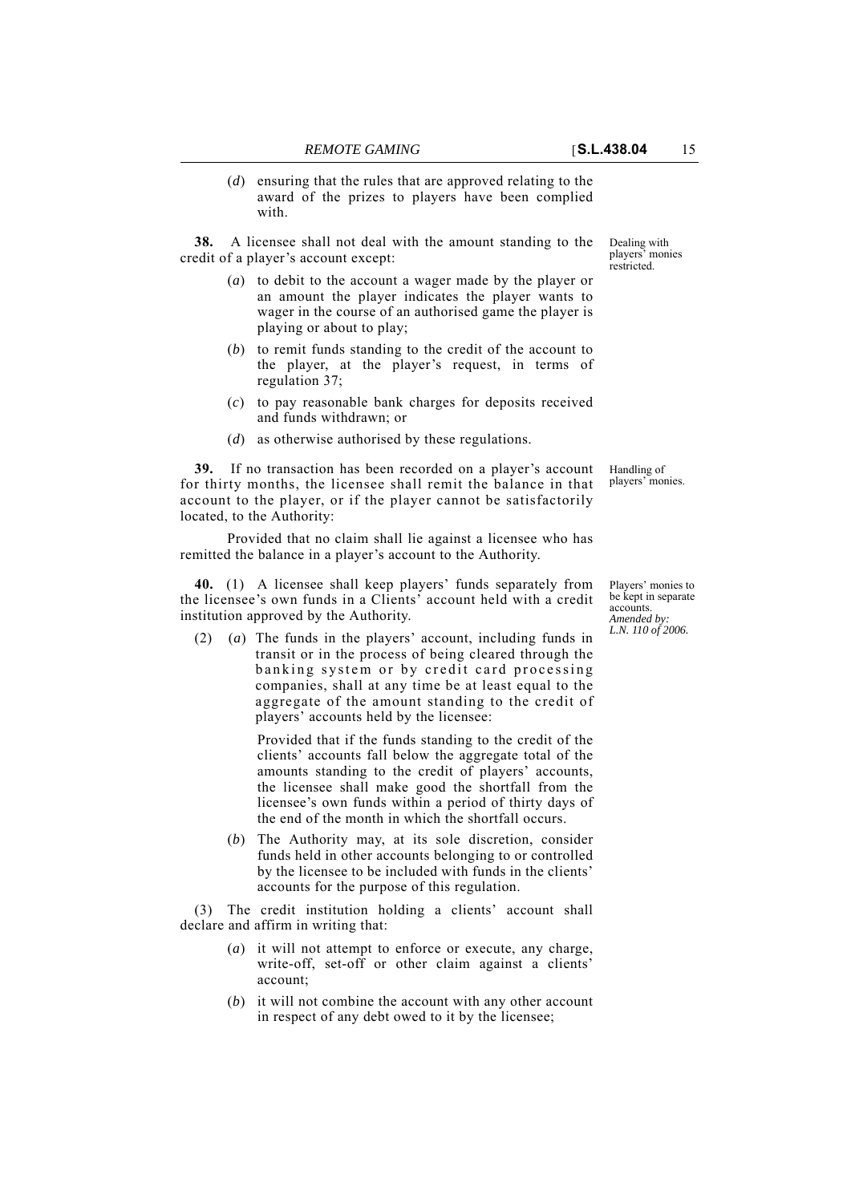(*d*) ensuring that the rules that are approved relating to the award of the prizes to players have been complied with.

Dealing with players' monies restricted.

**38.** A licensee shall not deal with the amount standing to the credit of a player's account except:

(*a*) to debit to the account a wager made by the player or an amount the player indicates the player wants to wager in the course of an authorised game the player is playing or about to play;

(*b*) to remit funds standing to the credit of the account to the player, at the player's request, in terms of regulation 37;

(*c*) to pay reasonable bank charges for deposits received and funds withdrawn; or

(*d*) as otherwise authorised by these regulations.

Handling of players' monies.

**39.** If no transaction has been recorded on a player's account for thirty months, the licensee shall remit the balance in that account to the player, or if the player cannot be satisfactorily located, to the Authority:

Provided that no claim shall lie against a licensee who has remitted the balance in a player's account to the Authority.

Players' monies to be kept in separate accounts. *Amended by: L.N. 110 of 2006.*

**40.** (1) A licensee shall keep players' funds separately from the licensee's own funds in a Clients' account held with a credit institution approved by the Authority.

(2) (*a*) The funds in the players' account, including funds in transit or in the process of being cleared through the banking system or by credit card processing companies, shall at any time be at least equal to the aggregate of the amount standing to the credit of players' accounts held by the licensee:

Provided that if the funds standing to the credit of the clients' accounts fall below the aggregate total of the amounts standing to the credit of players' accounts, the licensee shall make good the shortfall from the licensee's own funds within a period of thirty days of the end of the month in which the shortfall occurs.

(*b*) The Authority may, at its sole discretion, consider funds held in other accounts belonging to or controlled by the licensee to be included with funds in the clients' accounts for the purpose of this regulation.

(3) The credit institution holding a clients' account shall declare and affirm in writing that:

(*a*) it will not attempt to enforce or execute, any charge, write-off, set-off or other claim against a clients' account;

(*b*) it will not combine the account with any other account in respect of any debt owed to it by the licensee;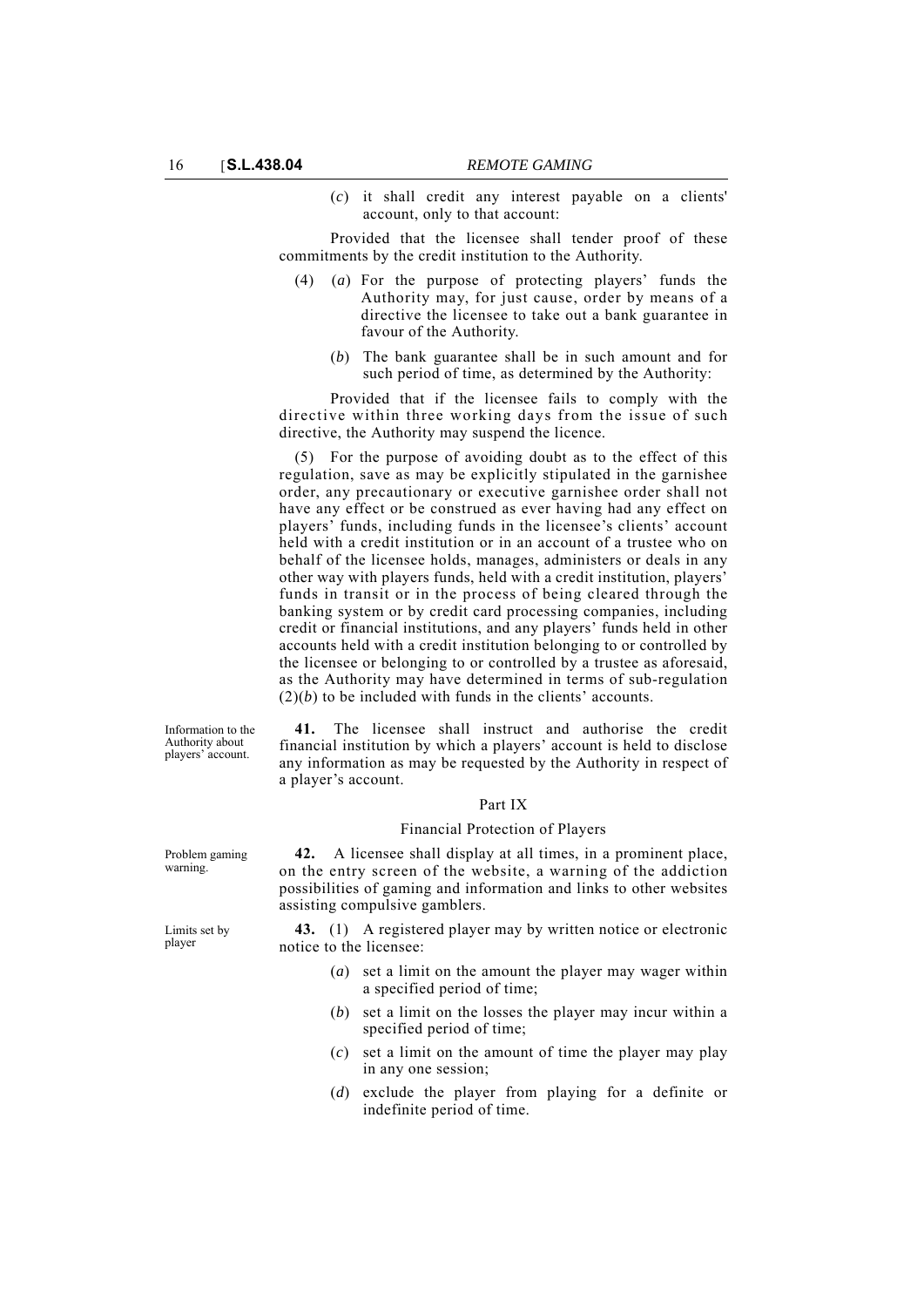(*c*) it shall credit any interest payable on a clients' account, only to that account:

Provided that the licensee shall tender proof of these commitments by the credit institution to the Authority.

(4) (*a*) For the purpose of protecting players' funds the Authority may, for just cause, order by means of a directive the licensee to take out a bank guarantee in favour of the Authority.

(*b*) The bank guarantee shall be in such amount and for such period of time, as determined by the Authority:

Provided that if the licensee fails to comply with the directive within three working days from the issue of such directive, the Authority may suspend the licence.

(5) For the purpose of avoiding doubt as to the effect of this regulation, save as may be explicitly stipulated in the garnishee order, any precautionary or executive garnishee order shall not have any effect or be construed as ever having had any effect on players' funds, including funds in the licensee's clients' account held with a credit institution or in an account of a trustee who on behalf of the licensee holds, manages, administers or deals in any other way with players funds, held with a credit institution, players' funds in transit or in the process of being cleared through the banking system or by credit card processing companies, including credit or financial institutions, and any players' funds held in other accounts held with a credit institution belonging to or controlled by the licensee or belonging to or controlled by a trustee as aforesaid, as the Authority may have determined in terms of sub-regulation (2)(*b*) to be included with funds in the clients' accounts.

Information to the Authority about players' account.

**41.** The licensee shall instruct and authorise the credit financial institution by which a players' account is held to disclose any information as may be requested by the Authority in respect of a player's account.

## Part IX

### Financial Protection of Players

Problem gaming warning.

**42.** A licensee shall display at all times, in a prominent place, on the entry screen of the website, a warning of the addiction possibilities of gaming and information and links to other websites assisting compulsive gamblers.

Limits set by player

**43.** (1) A registered player may by written notice or electronic notice to the licensee:

(*a*) set a limit on the amount the player may wager within a specified period of time;

(*b*) set a limit on the losses the player may incur within a specified period of time;

(*c*) set a limit on the amount of time the player may play in any one session;

(*d*) exclude the player from playing for a definite or indefinite period of time.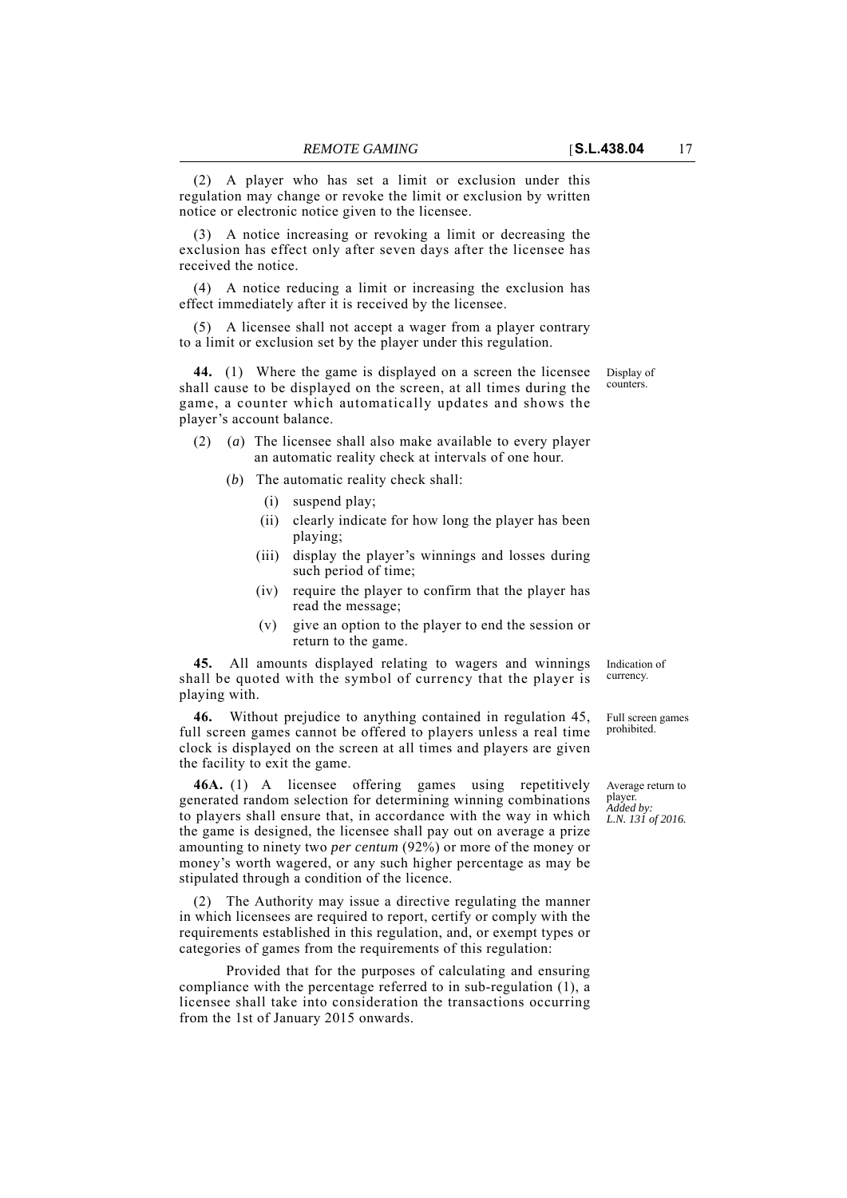(2) A player who has set a limit or exclusion under this regulation may change or revoke the limit or exclusion by written notice or electronic notice given to the licensee.

(3) A notice increasing or revoking a limit or decreasing the exclusion has effect only after seven days after the licensee has received the notice.

(4) A notice reducing a limit or increasing the exclusion has effect immediately after it is received by the licensee.

(5) A licensee shall not accept a wager from a player contrary to a limit or exclusion set by the player under this regulation.

Display of counters.

**44.** (1) Where the game is displayed on a screen the licensee shall cause to be displayed on the screen, at all times during the game, a counter which automatically updates and shows the player's account balance.

(2) (*a*) The licensee shall also make available to every player an automatic reality check at intervals of one hour.

(*b*) The automatic reality check shall:

- (i) suspend play;
- (ii) clearly indicate for how long the player has been playing;
- (iii) display the player's winnings and losses during such period of time;
- (iv) require the player to confirm that the player has read the message;
- (v) give an option to the player to end the session or return to the game.

Indication of currency.

**45.** All amounts displayed relating to wagers and winnings shall be quoted with the symbol of currency that the player is playing with.

Full screen games prohibited.

**46.** Without prejudice to anything contained in regulation 45, full screen games cannot be offered to players unless a real time clock is displayed on the screen at all times and players are given the facility to exit the game.

Average return to player.
*Added by: L.N. 131 of 2016.*

**46A.** (1) A licensee offering games using repetitively generated random selection for determining winning combinations to players shall ensure that, in accordance with the way in which the game is designed, the licensee shall pay out on average a prize amounting to ninety two *per centum* (92%) or more of the money or money's worth wagered, or any such higher percentage as may be stipulated through a condition of the licence.

(2) The Authority may issue a directive regulating the manner in which licensees are required to report, certify or comply with the requirements established in this regulation, and, or exempt types or categories of games from the requirements of this regulation:

Provided that for the purposes of calculating and ensuring compliance with the percentage referred to in sub-regulation (1), a licensee shall take into consideration the transactions occurring from the 1st of January 2015 onwards.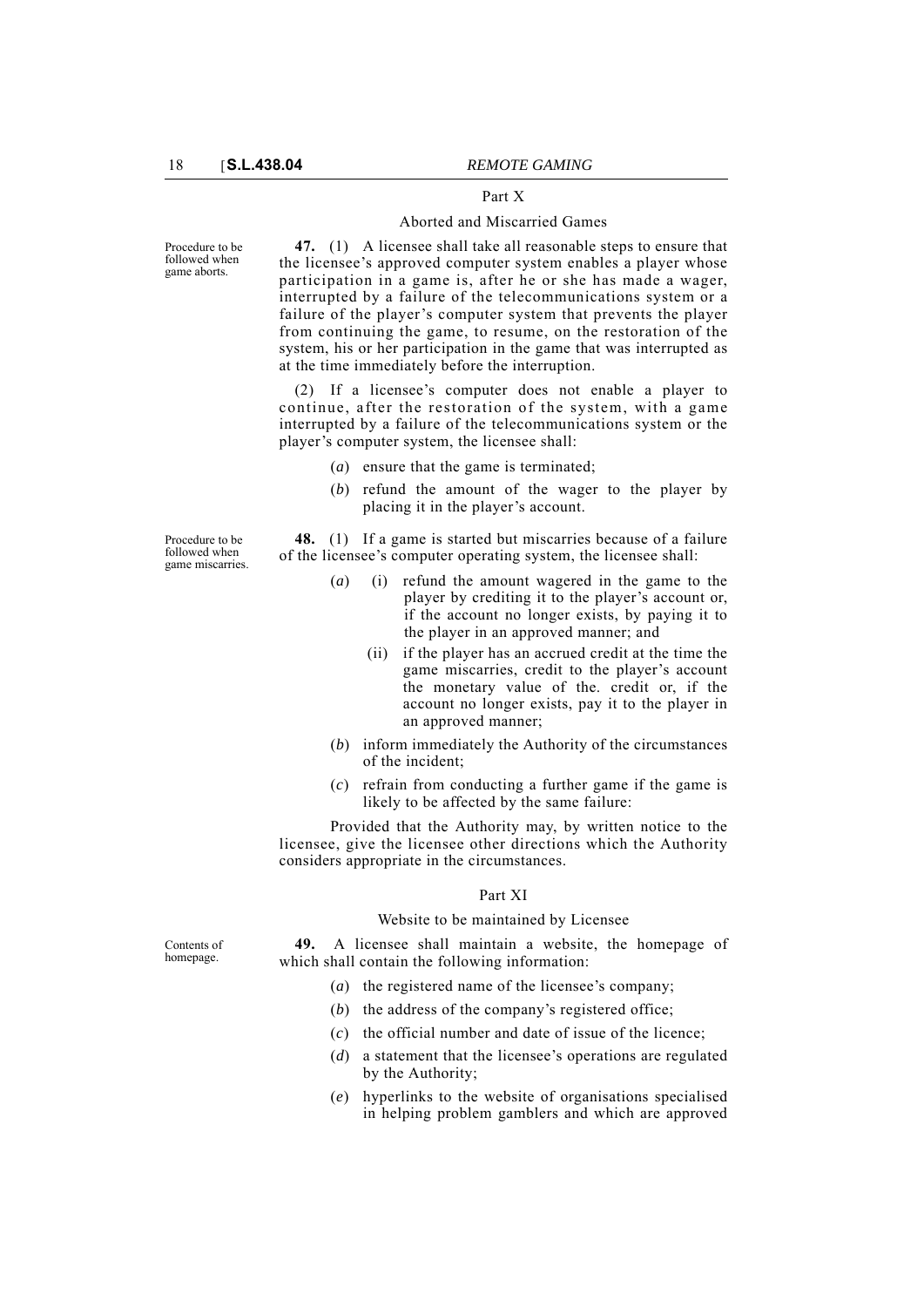## Part X

### Aborted and Missarried Games

Procedure to be followed when game aborts.

**47.** (1) A licensee shall take all reasonable steps to ensure that the licensee's approved computer system enables a player whose participation in a game is, after he or she has made a wager, interrupted by a failure of the telecommunications system or a failure of the player's computer system that prevents the player from continuing the game, to resume, on the restoration of the system, his or her participation in the game that was interrupted as at the time immediately before the interruption.

(2) If a licensee's computer does not enable a player to continue, after the restoration of the system, with a game interrupted by a failure of the telecommunications system or the player's computer system, the licensee shall:

- (*a*) ensure that the game is terminated;
- (*b*) refund the amount of the wager to the player by placing it in the player's account.

Procedure to be followed when game miscarries.

**48.** (1) If a game is started but miscarries because of a failure of the licensee's computer operating system, the licensee shall:

- (*a*) (i) refund the amount wagered in the game to the player by crediting it to the player's account or, if the account no longer exists, by paying it to the player in an approved manner; and
  - (ii) if the player has an accrued credit at the time the game miscarries, credit to the player's account the monetary value of the. credit or, if the account no longer exists, pay it to the player in an approved manner;
- (*b*) inform immediately the Authority of the circumstances of the incident;
- (*c*) refrain from conducting a further game if the game is likely to be affected by the same failure:

Provided that the Authority may, by written notice to the licensee, give the licensee other directions which the Authority considers appropriate in the circumstances.

## Part XI

### Website to be maintained by Licensee

Contents of homepage.

**49.** A licensee shall maintain a website, the homepage of which shall contain the following information:

- (*a*) the registered name of the licensee's company;
- (*b*) the address of the company's registered office;
- (*c*) the official number and date of issue of the licence;
- (*d*) a statement that the licensee's operations are regulated by the Authority;
- (*e*) hyperlinks to the website of organisations specialised in helping problem gamblers and which are approved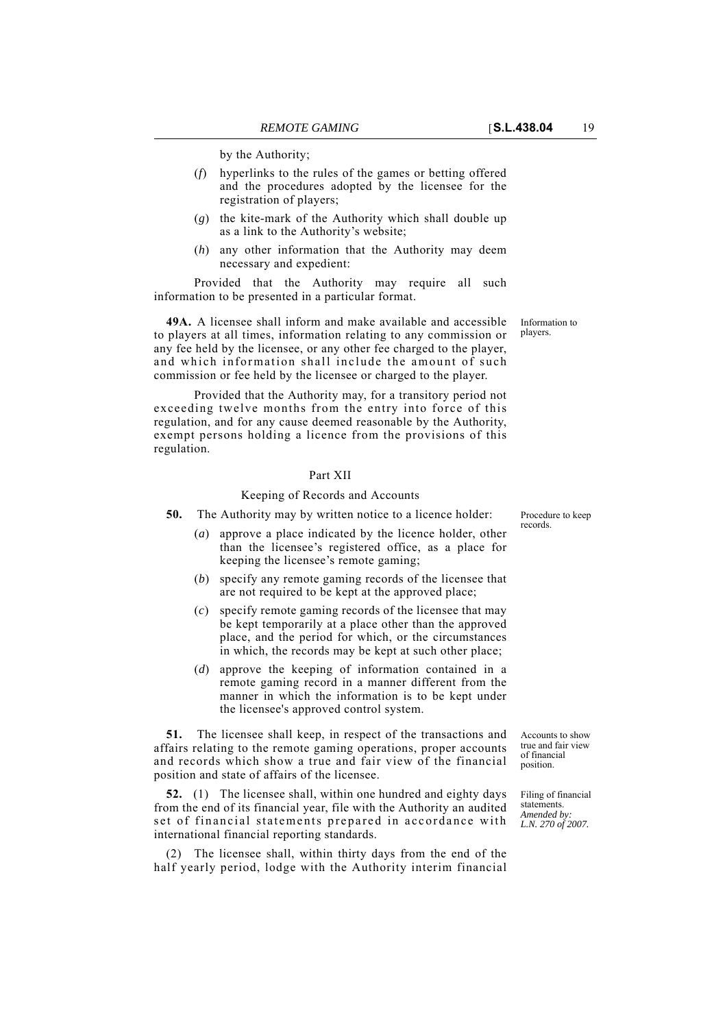by the Authority;

(*f*) hyperlinks to the rules of the games or betting offered and the procedures adopted by the licensee for the registration of players;

(*g*) the kite-mark of the Authority which shall double up as a link to the Authority's website;

(*h*) any other information that the Authority may deem necessary and expedient:

Provided that the Authority may require all such information to be presented in a particular format.

*Information to players.*

**49A.** A licensee shall inform and make available and accessible to players at all times, information relating to any commission or any fee held by the licensee, or any other fee charged to the player, and which information shall include the amount of such commission or fee held by the licensee or charged to the player.

Provided that the Authority may, for a transitory period not exceeding twelve months from the entry into force of this regulation, and for any cause deemed reasonable by the Authority, exempt persons holding a licence from the provisions of this regulation.

## Part XII

### Keeping of Records and Accounts

*Procedure to keep records.*

**50.** The Authority may by written notice to a licence holder:

(*a*) approve a place indicated by the licence holder, other than the licensee's registered office, as a place for keeping the licensee's remote gaming;

(*b*) specify any remote gaming records of the licensee that are not required to be kept at the approved place;

(*c*) specify remote gaming records of the licensee that may be kept temporarily at a place other than the approved place, and the period for which, or the circumstances in which, the records may be kept at such other place;

(*d*) approve the keeping of information contained in a remote gaming record in a manner different from the manner in which the information is to be kept under the licensee's approved control system.

*Accounts to show true and fair view of financial position.*

**51.** The licensee shall keep, in respect of the transactions and affairs relating to the remote gaming operations, proper accounts and records which show a true and fair view of the financial position and state of affairs of the licensee.

*Filing of financial statements. Amended by: L.N. 270 of 2007.*

**52.** (1) The licensee shall, within one hundred and eighty days from the end of its financial year, file with the Authority an audited set of financial statements prepared in accordance with international financial reporting standards.

(2) The licensee shall, within thirty days from the end of the half yearly period, lodge with the Authority interim financial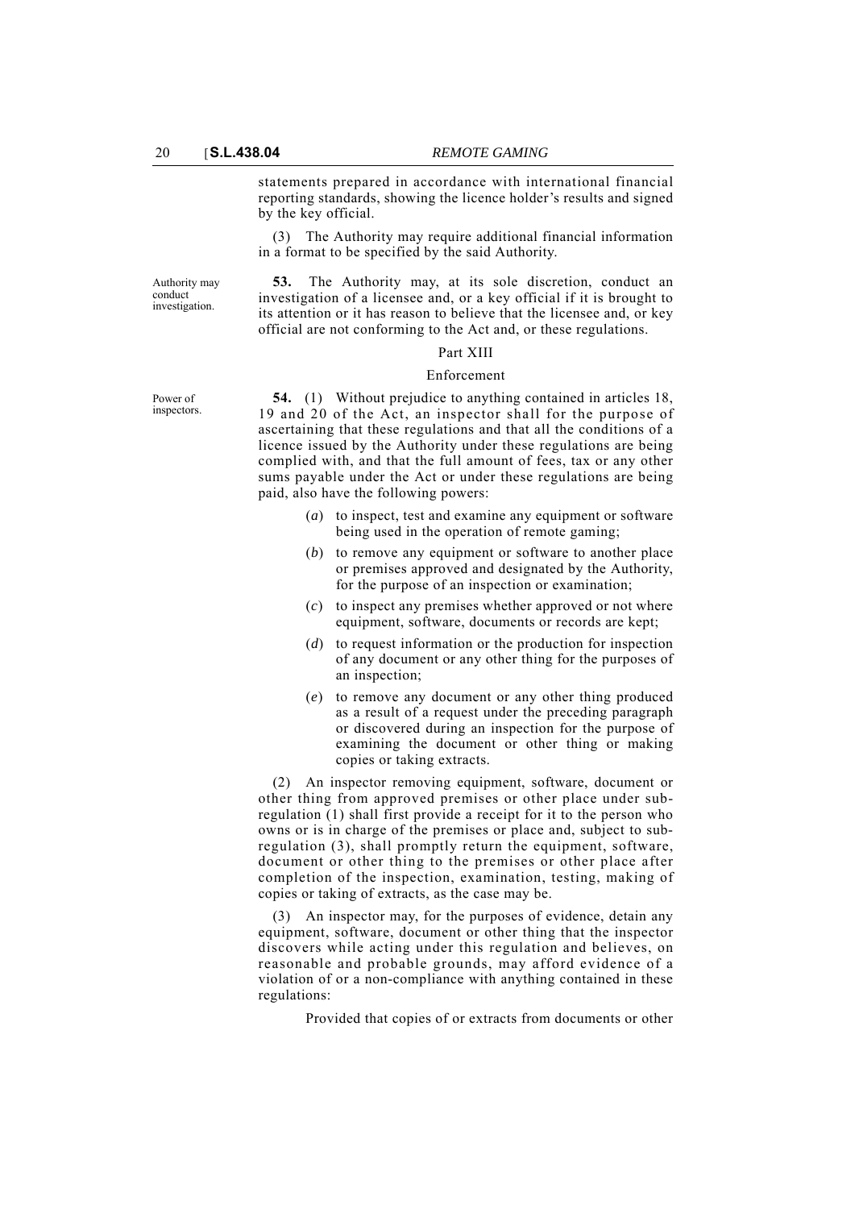statements prepared in accordance with international financial reporting standards, showing the licence holder's results and signed by the key official.

(3) The Authority may require additional financial information in a format to be specified by the said Authority.

Authority may conduct investigation.

**53.** The Authority may, at its sole discretion, conduct an investigation of a licensee and, or a key official if it is brought to its attention or it has reason to believe that the licensee and, or key official are not conforming to the Act and, or these regulations.

## Part XIII

### Enforcement

Power of inspectors.

**54.** (1) Without prejudice to anything contained in articles 18, 19 and 20 of the Act, an inspector shall for the purpose of ascertaining that these regulations and that all the conditions of a licence issued by the Authority under these regulations are being complied with, and that the full amount of fees, tax or any other sums payable under the Act or under these regulations are being paid, also have the following powers:

(*a*) to inspect, test and examine any equipment or software being used in the operation of remote gaming;

(*b*) to remove any equipment or software to another place or premises approved and designated by the Authority, for the purpose of an inspection or examination;

(*c*) to inspect any premises whether approved or not where equipment, software, documents or records are kept;

(*d*) to request information or the production for inspection of any document or any other thing for the purposes of an inspection;

(*e*) to remove any document or any other thing produced as a result of a request under the preceding paragraph or discovered during an inspection for the purpose of examining the document or other thing or making copies or taking extracts.

(2) An inspector removing equipment, software, document or other thing from approved premises or other place under sub-regulation (1) shall first provide a receipt for it to the person who owns or is in charge of the premises or place and, subject to sub-regulation (3), shall promptly return the equipment, software, document or other thing to the premises or other place after completion of the inspection, examination, testing, making of copies or taking of extracts, as the case may be.

(3) An inspector may, for the purposes of evidence, detain any equipment, software, document or other thing that the inspector discovers while acting under this regulation and believes, on reasonable and probable grounds, may afford evidence of a violation of or a non-compliance with anything contained in these regulations:

Provided that copies of or extracts from documents or other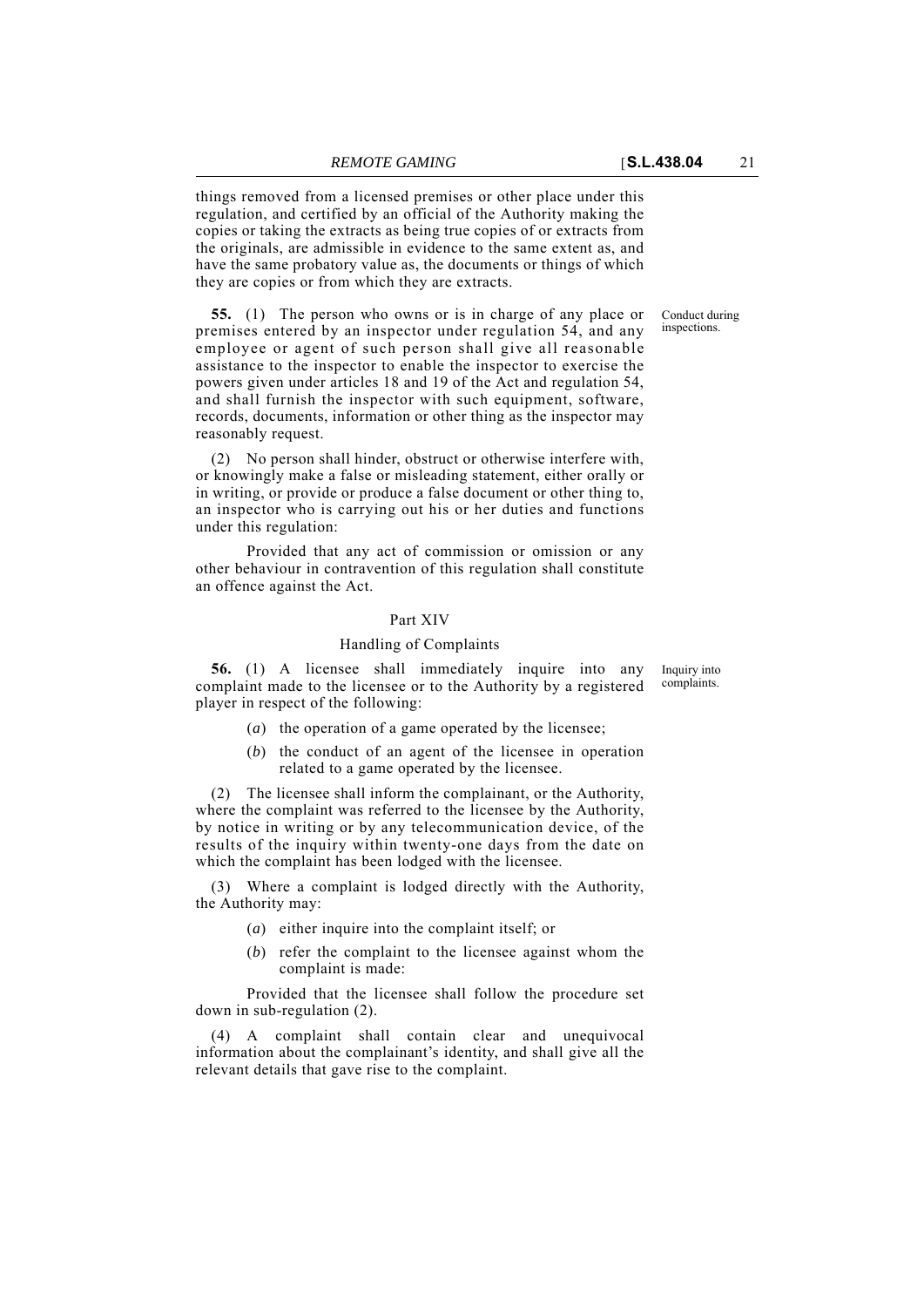things removed from a licensed premises or other place under this regulation, and certified by an official of the Authority making the copies or taking the extracts as being true copies of or extracts from the originals, are admissible in evidence to the same extent as, and have the same probatory value as, the documents or things of which they are copies or from which they are extracts.

Conduct during inspections.

**55.** (1) The person who owns or is in charge of any place or premises entered by an inspector under regulation 54, and any employee or agent of such person shall give all reasonable assistance to the inspector to enable the inspector to exercise the powers given under articles 18 and 19 of the Act and regulation 54, and shall furnish the inspector with such equipment, software, records, documents, information or other thing as the inspector may reasonably request.

(2) No person shall hinder, obstruct or otherwise interfere with, or knowingly make a false or misleading statement, either orally or in writing, or provide or produce a false document or other thing to, an inspector who is carrying out his or her duties and functions under this regulation:

Provided that any act of commission or omission or any other behaviour in contravention of this regulation shall constitute an offence against the Act.

## Part XIV

### Handling of Complaints

Inquiry into complaints.

**56.** (1) A licensee shall immediately inquire into any complaint made to the licensee or to the Authority by a registered player in respect of the following:

- (*a*) the operation of a game operated by the licensee;
- (*b*) the conduct of an agent of the licensee in operation related to a game operated by the licensee.

(2) The licensee shall inform the complainant, or the Authority, where the complaint was referred to the licensee by the Authority, by notice in writing or by any telecommunication device, of the results of the inquiry within twenty-one days from the date on which the complaint has been lodged with the licensee.

(3) Where a complaint is lodged directly with the Authority, the Authority may:

- (*a*) either inquire into the complaint itself; or
- (*b*) refer the complaint to the licensee against whom the complaint is made:

Provided that the licensee shall follow the procedure set down in sub-regulation (2).

(4) A complaint shall contain clear and unequivocal information about the complainant's identity, and shall give all the relevant details that gave rise to the complaint.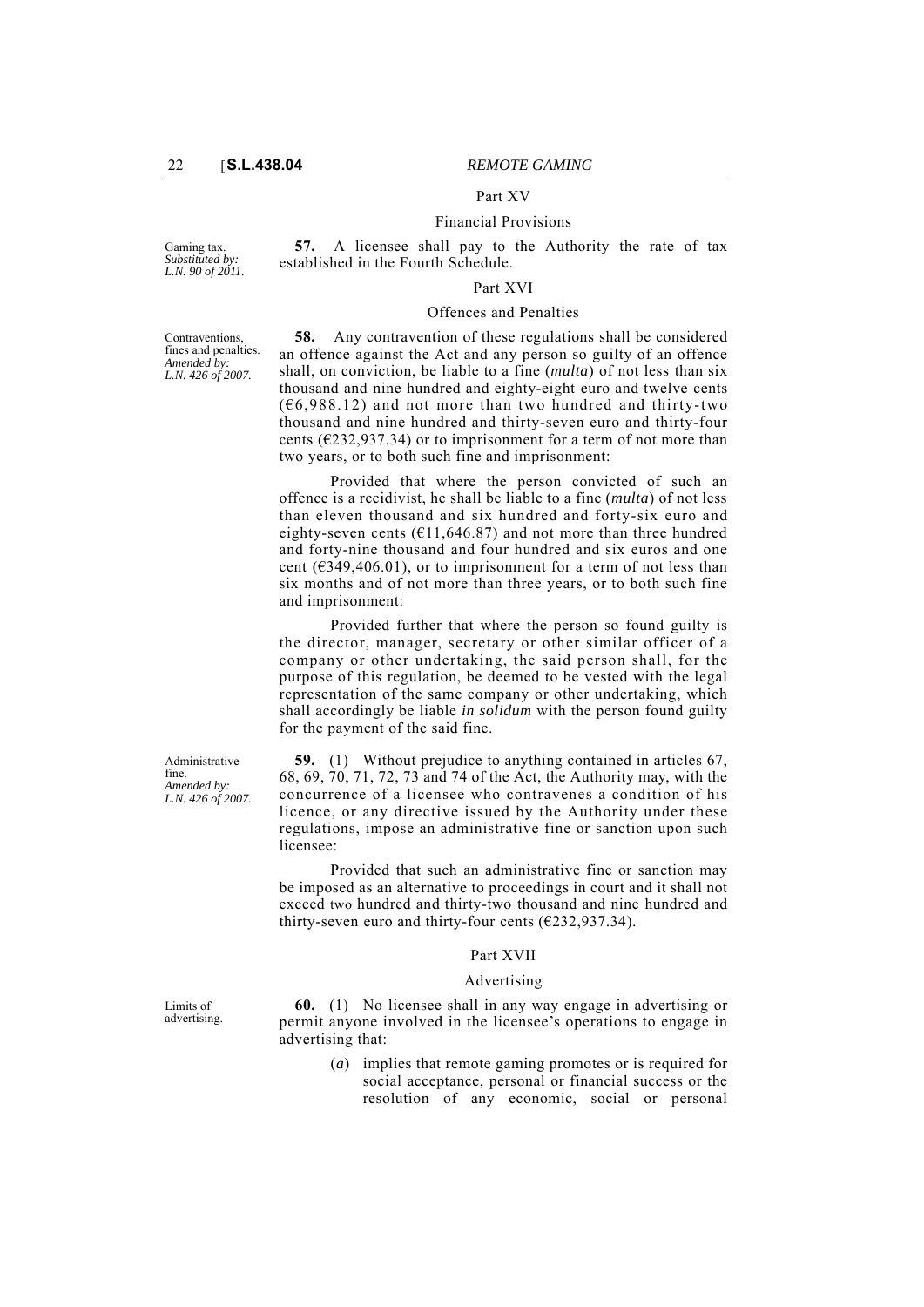## Part XV

### Financial Provisions

Gaming tax.
*Substituted by: L.N. 90 of 2011.*

**57.** A licensee shall pay to the Authority the rate of tax established in the Fourth Schedule.

## Part XVI

### Offences and Penalties

Contraventions, fines and penalties.
*Amended by: L.N. 426 of 2007.*

**58.** Any contravention of these regulations shall be considered an offence against the Act and any person so guilty of an offence shall, on conviction, be liable to a fine (*multa*) of not less than six thousand and nine hundred and eighty-eight euro and twelve cents (€6,988.12) and not more than two hundred and thirty-two thousand and nine hundred and thirty-seven euro and thirty-four cents (€232,937.34) or to imprisonment for a term of not more than two years, or to both such fine and imprisonment:

Provided that where the person convicted of such an offence is a recidivist, he shall be liable to a fine (*multa*) of not less than eleven thousand and six hundred and forty-six euro and eighty-seven cents (€11,646.87) and not more than three hundred and forty-nine thousand and four hundred and six euros and one cent (€349,406.01), or to imprisonment for a term of not less than six months and of not more than three years, or to both such fine and imprisonment:

Provided further that where the person so found guilty is the director, manager, secretary or other similar officer of a company or other undertaking, the said person shall, for the purpose of this regulation, be deemed to be vested with the legal representation of the same company or other undertaking, which shall accordingly be liable *in solidum* with the person found guilty for the payment of the said fine.

Administrative fine.
*Amended by: L.N. 426 of 2007.*

**59.** (1) Without prejudice to anything contained in articles 67, 68, 69, 70, 71, 72, 73 and 74 of the Act, the Authority may, with the concurrence of a licensee who contravenes a condition of his licence, or any directive issued by the Authority under these regulations, impose an administrative fine or sanction upon such licensee:

Provided that such an administrative fine or sanction may be imposed as an alternative to proceedings in court and it shall not exceed two hundred and thirty-two thousand and nine hundred and thirty-seven euro and thirty-four cents (€232,937.34).

## Part XVII

### Advertising

Limits of advertising.

**60.** (1) No licensee shall in any way engage in advertising or permit anyone involved in the licensee's operations to engage in advertising that:

(*a*) implies that remote gaming promotes or is required for social acceptance, personal or financial success or the resolution of any economic, social or personal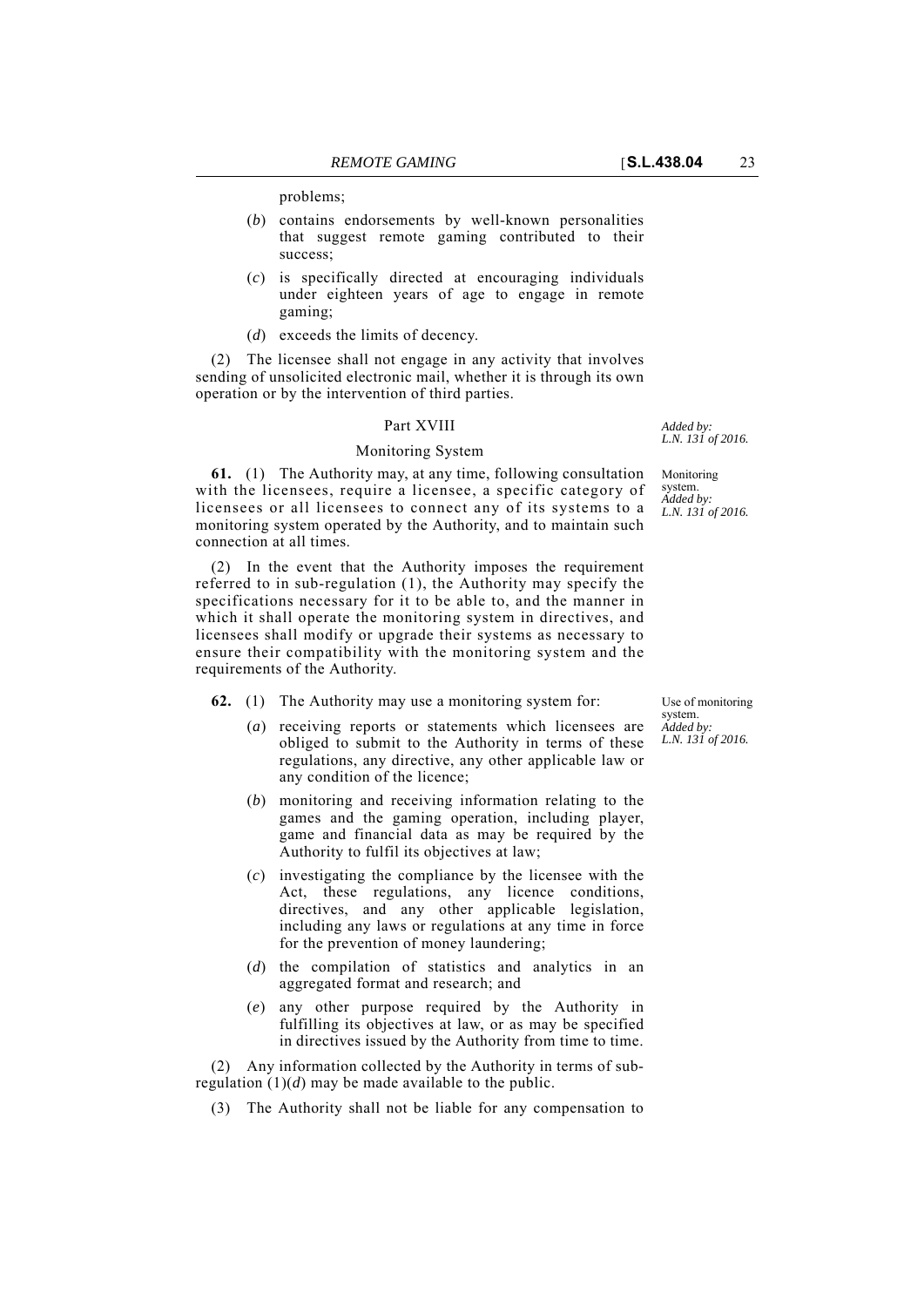problems;

(*b*) contains endorsements by well-known personalities that suggest remote gaming contributed to their success;

(*c*) is specifically directed at encouraging individuals under eighteen years of age to engage in remote gaming;

(*d*) exceeds the limits of decency.

(2) The licensee shall not engage in any activity that involves sending of unsolicited electronic mail, whether it is through its own operation or by the intervention of third parties.

## Part XVIII

*Added by: L.N. 131 of 2016.*

### Monitoring System

Monitoring system. *Added by: L.N. 131 of 2016.*

**61.** (1) The Authority may, at any time, following consultation with the licensees, require a licensee, a specific category of licensees or all licensees to connect any of its systems to a monitoring system operated by the Authority, and to maintain such connection at all times.

(2) In the event that the Authority imposes the requirement referred to in sub-regulation (1), the Authority may specify the specifications necessary for it to be able to, and the manner in which it shall operate the monitoring system in directives, and licensees shall modify or upgrade their systems as necessary to ensure their compatibility with the monitoring system and the requirements of the Authority.

Use of monitoring system. *Added by: L.N. 131 of 2016.*

**62.** (1) The Authority may use a monitoring system for:

(*a*) receiving reports or statements which licensees are obliged to submit to the Authority in terms of these regulations, any directive, any other applicable law or any condition of the licence;

(*b*) monitoring and receiving information relating to the games and the gaming operation, including player, game and financial data as may be required by the Authority to fulfil its objectives at law;

(*c*) investigating the compliance by the licensee with the Act, these regulations, any licence conditions, directives, and any other applicable legislation, including any laws or regulations at any time in force for the prevention of money laundering;

(*d*) the compilation of statistics and analytics in an aggregated format and research; and

(*e*) any other purpose required by the Authority in fulfilling its objectives at law, or as may be specified in directives issued by the Authority from time to time.

(2) Any information collected by the Authority in terms of sub-regulation (1)(*d*) may be made available to the public.

(3) The Authority shall not be liable for any compensation to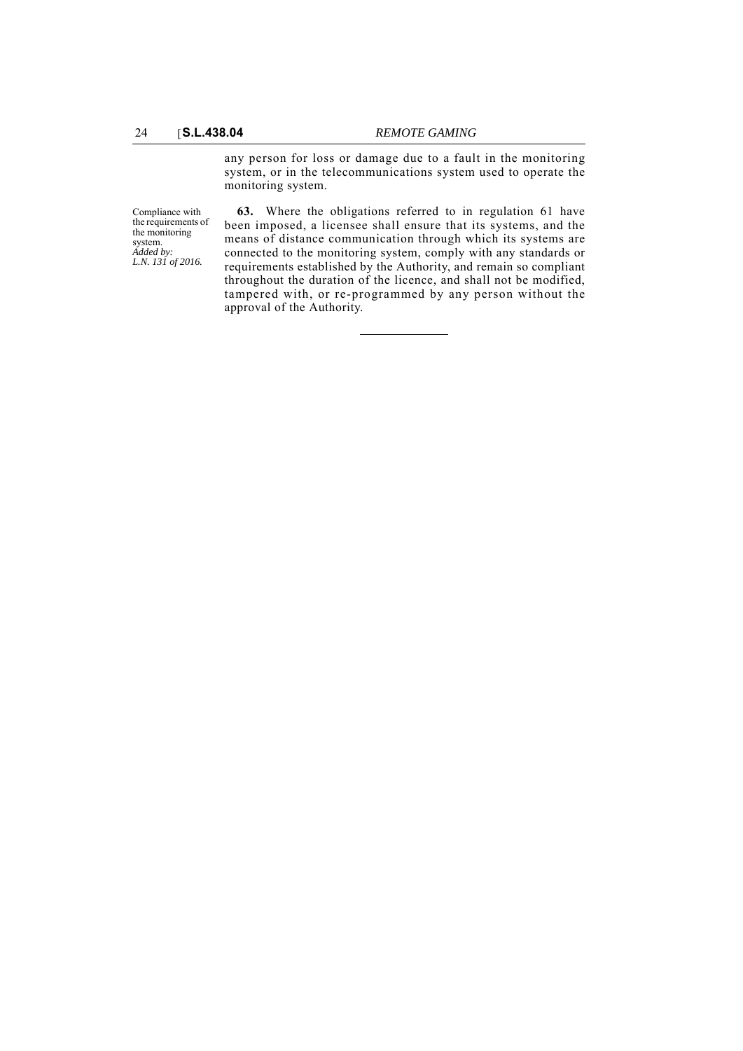any person for loss or damage due to a fault in the monitoring system, or in the telecommunications system used to operate the monitoring system.

Compliance with the requirements of the monitoring system.
*Added by: L.N. 131 of 2016.*

**63.** Where the obligations referred to in regulation 61 have been imposed, a licensee shall ensure that its systems, and the means of distance communication through which its systems are connected to the monitoring system, comply with any standards or requirements established by the Authority, and remain so compliant throughout the duration of the licence, and shall not be modified, tampered with, or re-programmed by any person without the approval of the Authority.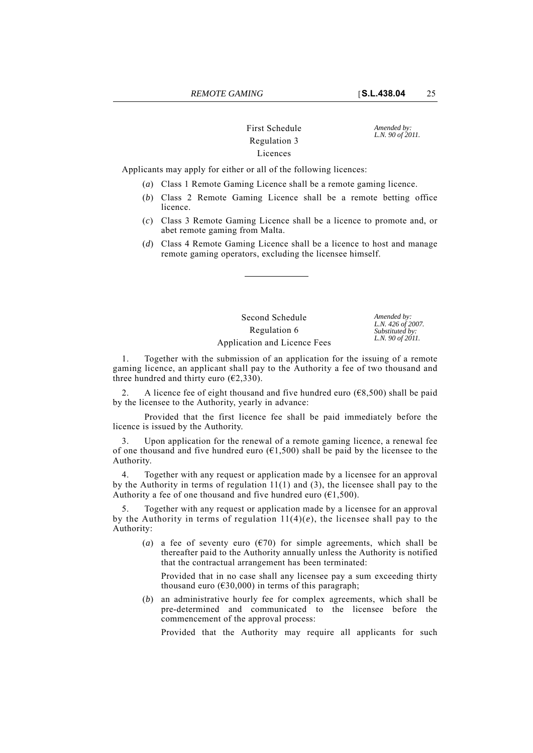## First Schedule

Regulation 3

Licences

*Amended by: L.N. 90 of 2011.*

Applicants may apply for either or all of the following licences:

(*a*) Class 1 Remote Gaming Licence shall be a remote gaming licence.

(*b*) Class 2 Remote Gaming Licence shall be a remote betting office licence.

(*c*) Class 3 Remote Gaming Licence shall be a licence to promote and, or abet remote gaming from Malta.

(*d*) Class 4 Remote Gaming Licence shall be a licence to host and manage remote gaming operators, excluding the licensee himself.

---

## Second Schedule

Regulation 6

Application and Licence Fees

*Amended by: L.N. 426 of 2007. Substituted by: L.N. 90 of 2011.*

1. Together with the submission of an application for the issuing of a remote gaming licence, an applicant shall pay to the Authority a fee of two thousand and three hundred and thirty euro (€2,330).

2. A licence fee of eight thousand and five hundred euro (€8,500) shall be paid by the licensee to the Authority, yearly in advance:

Provided that the first licence fee shall be paid immediately before the licence is issued by the Authority.

3. Upon application for the renewal of a remote gaming licence, a renewal fee of one thousand and five hundred euro (€1,500) shall be paid by the licensee to the Authority.

4. Together with any request or application made by a licensee for an approval by the Authority in terms of regulation 11(1) and (3), the licensee shall pay to the Authority a fee of one thousand and five hundred euro (€1,500).

5. Together with any request or application made by a licensee for an approval by the Authority in terms of regulation 11(4)(*e*), the licensee shall pay to the Authority:

(*a*) a fee of seventy euro (€70) for simple agreements, which shall be thereafter paid to the Authority annually unless the Authority is notified that the contractual arrangement has been terminated:

Provided that in no case shall any licensee pay a sum exceeding thirty thousand euro (€30,000) in terms of this paragraph;

(*b*) an administrative hourly fee for complex agreements, which shall be pre-determined and communicated to the licensee before the commencement of the approval process:

Provided that the Authority may require all applicants for such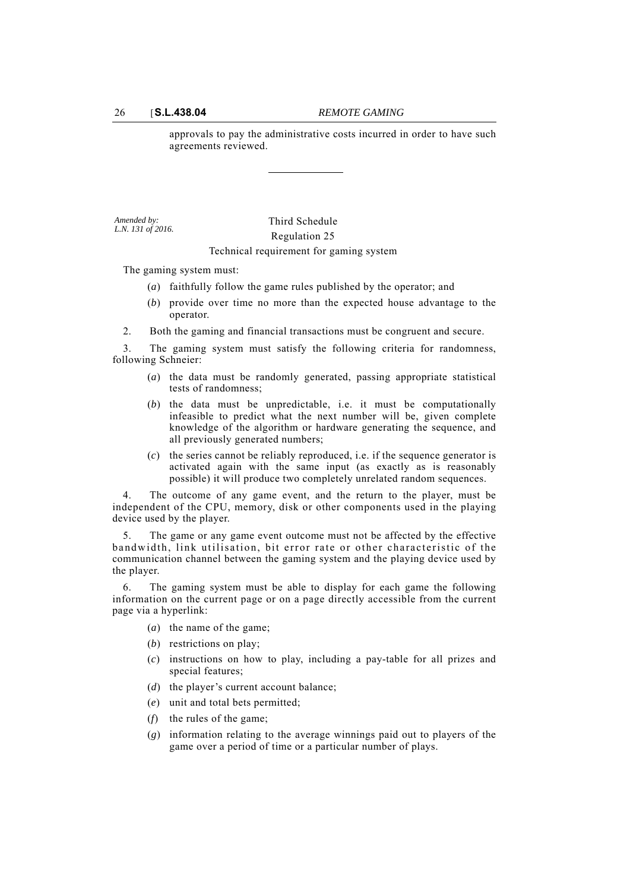approvals to pay the administrative costs incurred in order to have such agreements reviewed.

---

*Amended by: L.N. 131 of 2016.*

## Third Schedule

Regulation 25

Technical requirement for gaming system

The gaming system must:

(*a*) faithfully follow the game rules published by the operator; and

(*b*) provide over time no more than the expected house advantage to the operator.

2. Both the gaming and financial transactions must be congruent and secure.

3. The gaming system must satisfy the following criteria for randomness, following Schneier:

(*a*) the data must be randomly generated, passing appropriate statistical tests of randomness;

(*b*) the data must be unpredictable, i.e. it must be computationally infeasible to predict what the next number will be, given complete knowledge of the algorithm or hardware generating the sequence, and all previously generated numbers;

(*c*) the series cannot be reliably reproduced, i.e. if the sequence generator is activated again with the same input (as exactly as is reasonably possible) it will produce two completely unrelated random sequences.

4. The outcome of any game event, and the return to the player, must be independent of the CPU, memory, disk or other components used in the playing device used by the player.

5. The game or any game event outcome must not be affected by the effective bandwidth, link utilisation, bit error rate or other characteristic of the communication channel between the gaming system and the playing device used by the player.

6. The gaming system must be able to display for each game the following information on the current page or on a page directly accessible from the current page via a hyperlink:

(*a*) the name of the game;

(*b*) restrictions on play;

(*c*) instructions on how to play, including a pay-table for all prizes and special features;

(*d*) the player's current account balance;

(*e*) unit and total bets permitted;

(*f*) the rules of the game;

(*g*) information relating to the average winnings paid out to players of the game over a period of time or a particular number of plays.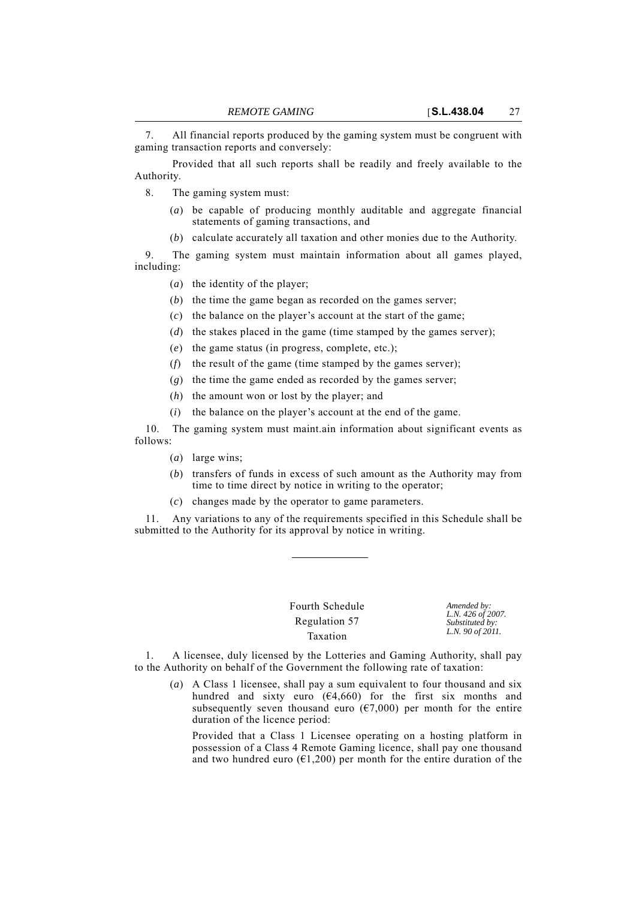7. All financial reports produced by the gaming system must be congruent with gaming transaction reports and conversely:

Provided that all such reports shall be readily and freely available to the Authority.

8. The gaming system must:

(*a*) be capable of producing monthly auditable and aggregate financial statements of gaming transactions, and

(*b*) calculate accurately all taxation and other monies due to the Authority.

9. The gaming system must maintain information about all games played, including:

(*a*) the identity of the player;

(*b*) the time the game began as recorded on the games server;

(*c*) the balance on the player's account at the start of the game;

(*d*) the stakes placed in the game (time stamped by the games server);

(*e*) the game status (in progress, complete, etc.);

(*f*) the result of the game (time stamped by the games server);

(*g*) the time the game ended as recorded by the games server;

(*h*) the amount won or lost by the player; and

(*i*) the balance on the player's account at the end of the game.

10. The gaming system must maint.ain information about significant events as follows:

(*a*) large wins;

(*b*) transfers of funds in excess of such amount as the Authority may from time to time direct by notice in writing to the operator;

(*c*) changes made by the operator to game parameters.

11. Any variations to any of the requirements specified in this Schedule shall be submitted to the Authority for its approval by notice in writing.

---

## Fourth Schedule
### Regulation 57
### Taxation

*Amended by: L.N. 426 of 2007. Substituted by: L.N. 90 of 2011.*

1. A licensee, duly licensed by the Lotteries and Gaming Authority, shall pay to the Authority on behalf of the Government the following rate of taxation:

(*a*) A Class 1 licensee, shall pay a sum equivalent to four thousand and six hundred and sixty euro (€4,660) for the first six months and subsequently seven thousand euro (€7,000) per month for the entire duration of the licence period:

Provided that a Class 1 Licensee operating on a hosting platform in possession of a Class 4 Remote Gaming licence, shall pay one thousand and two hundred euro (€1,200) per month for the entire duration of the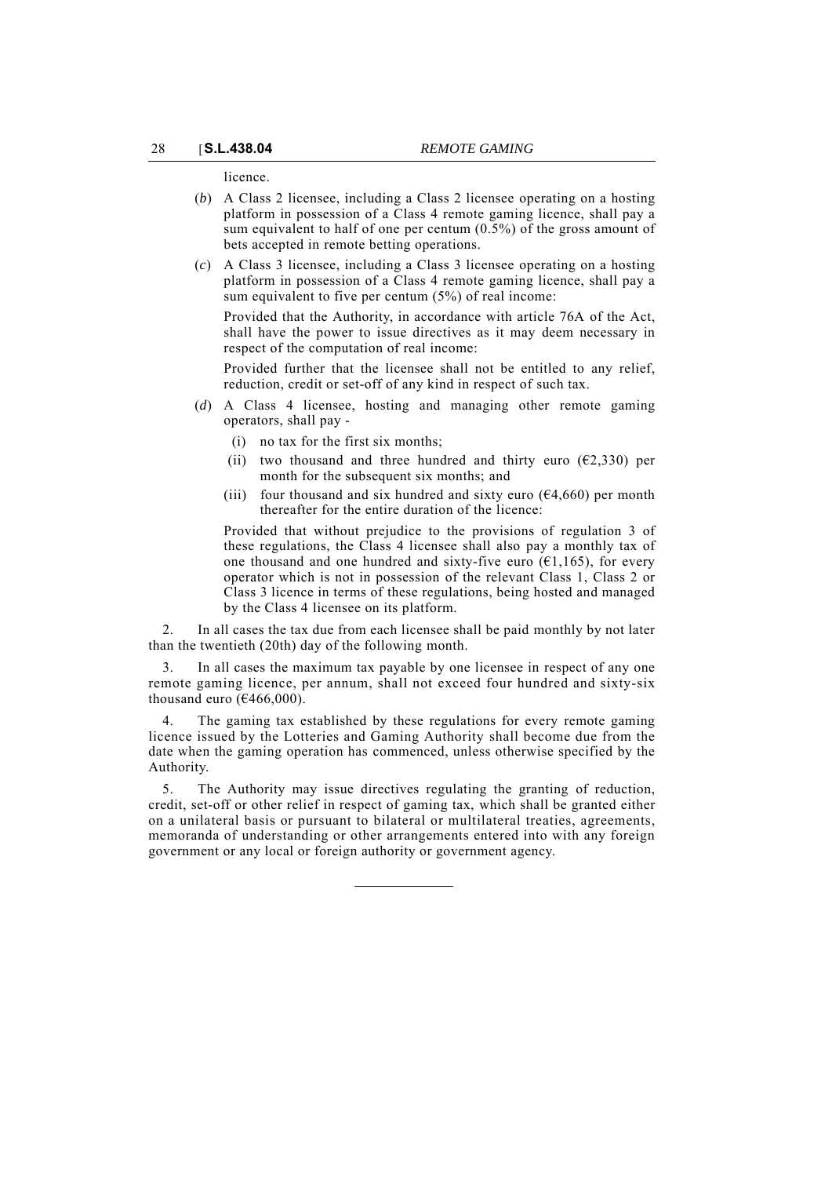licence.

(*b*) A Class 2 licensee, including a Class 2 licensee operating on a hosting platform in possession of a Class 4 remote gaming licence, shall pay a sum equivalent to half of one per centum (0.5%) of the gross amount of bets accepted in remote betting operations.

(*c*) A Class 3 licensee, including a Class 3 licensee operating on a hosting platform in possession of a Class 4 remote gaming licence, shall pay a sum equivalent to five per centum (5%) of real income:

Provided that the Authority, in accordance with article 76A of the Act, shall have the power to issue directives as it may deem necessary in respect of the computation of real income:

Provided further that the licensee shall not be entitled to any relief, reduction, credit or set-off of any kind in respect of such tax.

(*d*) A Class 4 licensee, hosting and managing other remote gaming operators, shall pay -

(i) no tax for the first six months;

(ii) two thousand and three hundred and thirty euro (€2,330) per month for the subsequent six months; and

(iii) four thousand and six hundred and sixty euro (€4,660) per month thereafter for the entire duration of the licence:

Provided that without prejudice to the provisions of regulation 3 of these regulations, the Class 4 licensee shall also pay a monthly tax of one thousand and one hundred and sixty-five euro (€1,165), for every operator which is not in possession of the relevant Class 1, Class 2 or Class 3 licence in terms of these regulations, being hosted and managed by the Class 4 licensee on its platform.

2. In all cases the tax due from each licensee shall be paid monthly by not later than the twentieth (20th) day of the following month.

3. In all cases the maximum tax payable by one licensee in respect of any one remote gaming licence, per annum, shall not exceed four hundred and sixty-six thousand euro (€466,000).

4. The gaming tax established by these regulations for every remote gaming licence issued by the Lotteries and Gaming Authority shall become due from the date when the gaming operation has commenced, unless otherwise specified by the Authority.

5. The Authority may issue directives regulating the granting of reduction, credit, set-off or other relief in respect of gaming tax, which shall be granted either on a unilateral basis or pursuant to bilateral or multilateral treaties, agreements, memoranda of understanding or other arrangements entered into with any foreign government or any local or foreign authority or government agency.